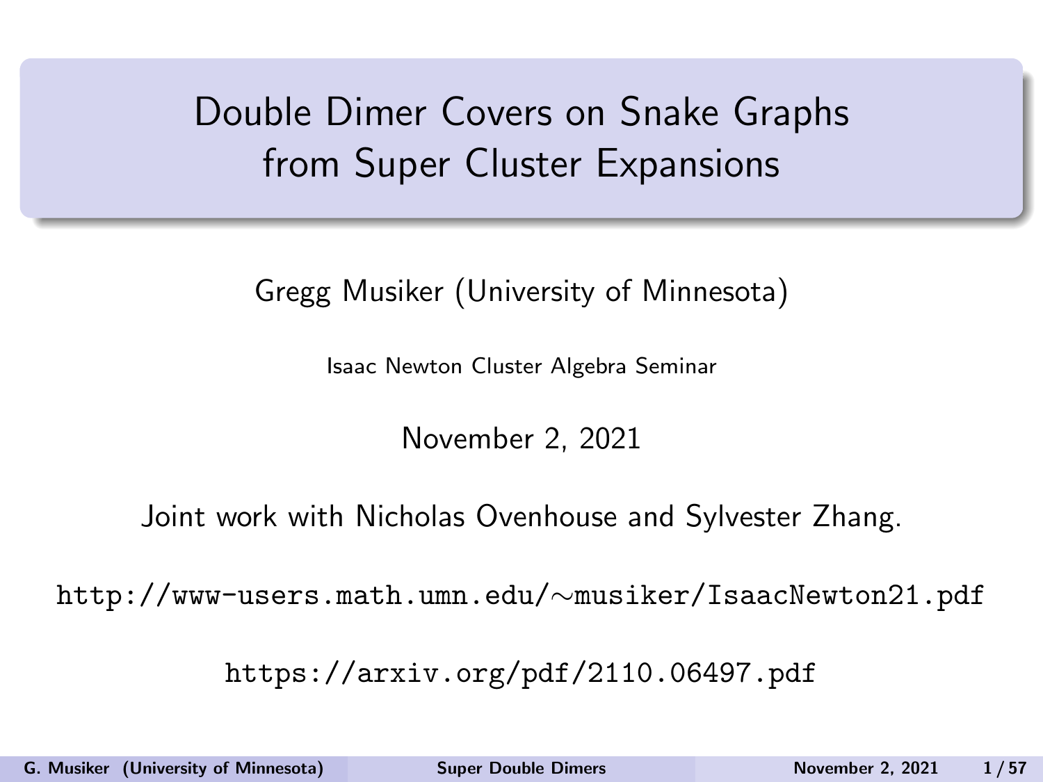# Double Dimer Covers on Snake Graphs from Super Cluster Expansions

Gregg Musiker (University of Minnesota)

Isaac Newton Cluster Algebra Seminar

November 2, 2021

Joint work with Nicholas Ovenhouse and Sylvester Zhang.

http://www-users.math.umn.edu/∼musiker/IsaacNewton21.pdf

https://arxiv.org/pdf/2110.06497.pdf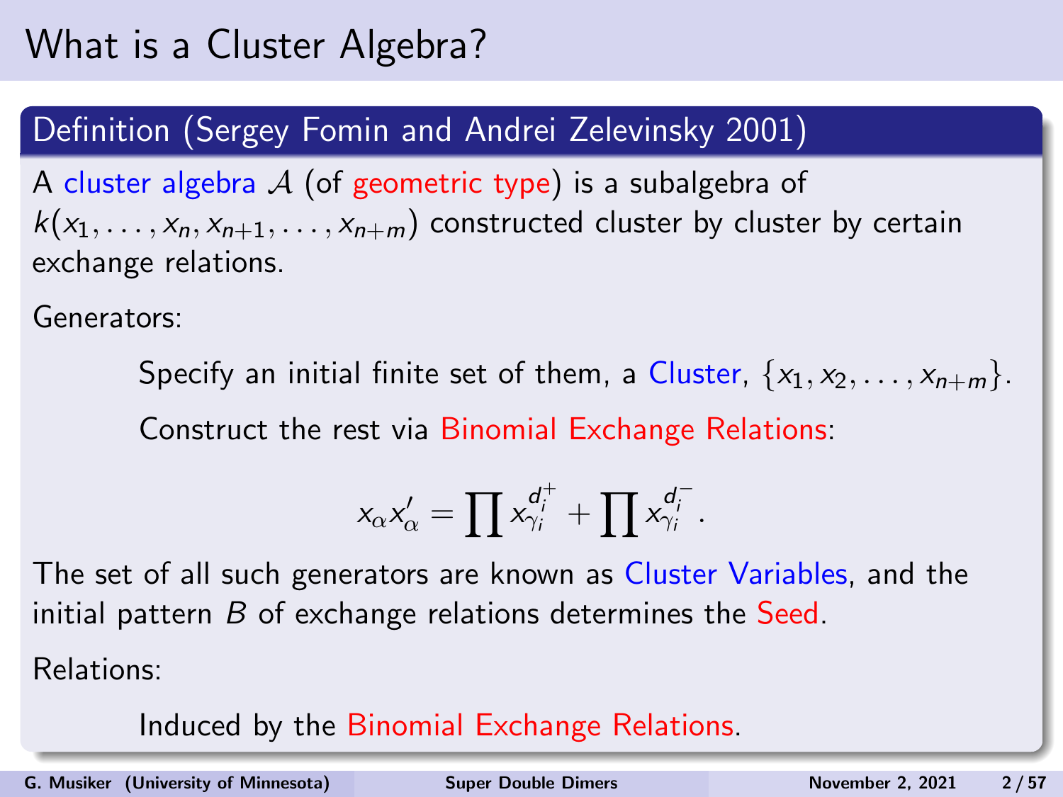# What is a Cluster Algebra?

## Definition (Sergey Fomin and Andrei Zelevinsky 2001)

A cluster algebra $\mathcal{A}$ (of geometric type) is a subalgebra of $k(x_1, \ldots, x_n, x_{n+1}, \ldots, x_{n+m})$ constructed cluster by cluster by certain exchange relations.

Generators:

Specify an initial finite set of them, a Cluster, $\{x_1, x_2, \ldots, x_{n+m}\}$.

Construct the rest via Binomial Exchange Relations:

$$x_\alpha x'_\alpha = \prod x_{\gamma_i}^{d_i^+} + \prod x_{\gamma_i}^{d_i^-}.$$

The set of all such generators are known as Cluster Variables, and the initial pattern $B$ of exchange relations determines the Seed.

Relations:

Induced by the Binomial Exchange Relations.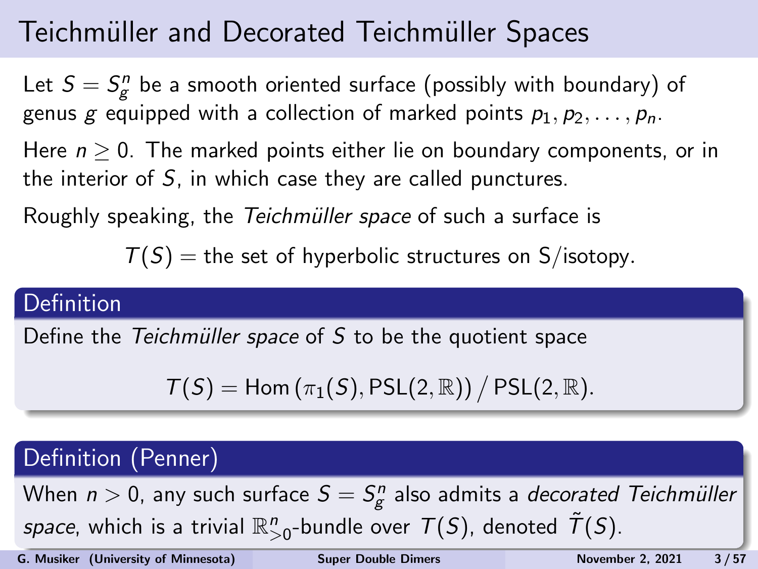# Teichmüller and Decorated Teichmüller Spaces

Let $S = S_g^n$ be a smooth oriented surface (possibly with boundary) of genus $g$ equipped with a collection of marked points $p_1, p_2, \ldots, p_n$.

Here $n \geq 0$. The marked points either lie on boundary components, or in the interior of $S$, in which case they are called punctures.

Roughly speaking, the *Teichmüller space* of such a surface is

$$T(S) = \text{the set of hyperbolic structures on S/isotopy.}$$

### Definition

Define the *Teichmüller space* of $S$ to be the quotient space

$$T(S) = \mathrm{Hom}\left(\pi_1(S), \mathrm{PSL}(2,\mathbb{R})\right) \big/ \mathrm{PSL}(2,\mathbb{R}).$$

### Definition (Penner)

When $n > 0$, any such surface $S = S_g^n$ also admits a *decorated Teichmüller space*, which is a trivial $\mathbb{R}^n_{>0}$-bundle over $T(S)$, denoted $\tilde{T}(S)$.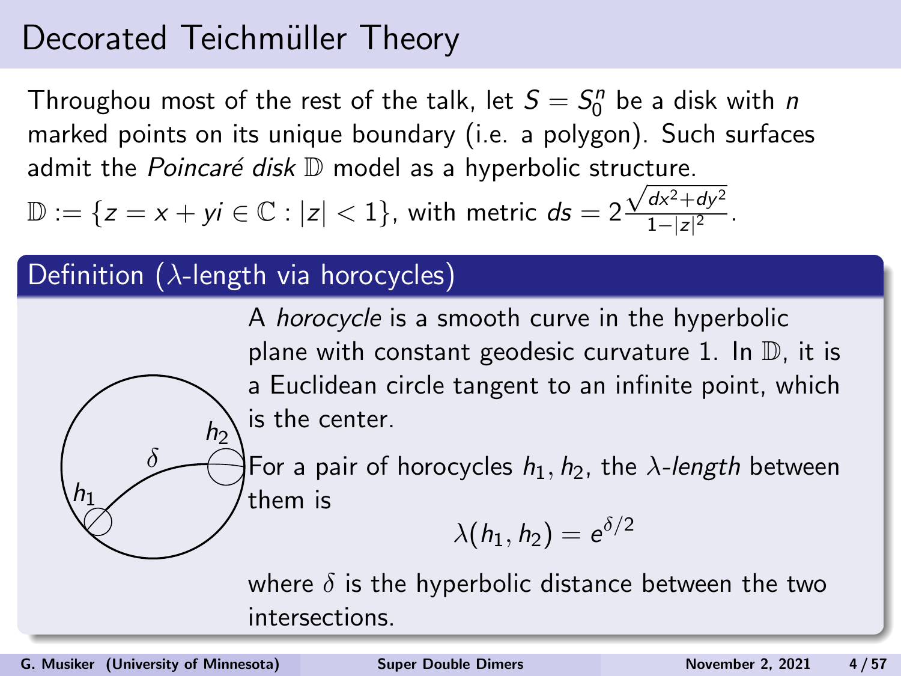# Decorated Teichmüller Theory

Throughou most of the rest of the talk, let $S = S_0^n$ be a disk with $n$ marked points on its unique boundary (i.e. a polygon). Such surfaces admit the *Poincaré disk* $\mathbb{D}$ model as a hyperbolic structure.

$\mathbb{D} := \{z = x + yi \in \mathbb{C} : |z| < 1\}$, with metric $ds = 2\frac{\sqrt{dx^2+dy^2}}{1-|z|^2}$.

## Definition ($\lambda$-length via horocycles)

A *horocycle* is a smooth curve in the hyperbolic plane with constant geodesic curvature 1. In $\mathbb{D}$, it is a Euclidean circle tangent to an infinite point, which is the center.

For a pair of horocycles $h_1, h_2$, the $\lambda$*-length* between them is

$$\lambda(h_1, h_2) = e^{\delta/2}$$

where $\delta$ is the hyperbolic distance between the two intersections.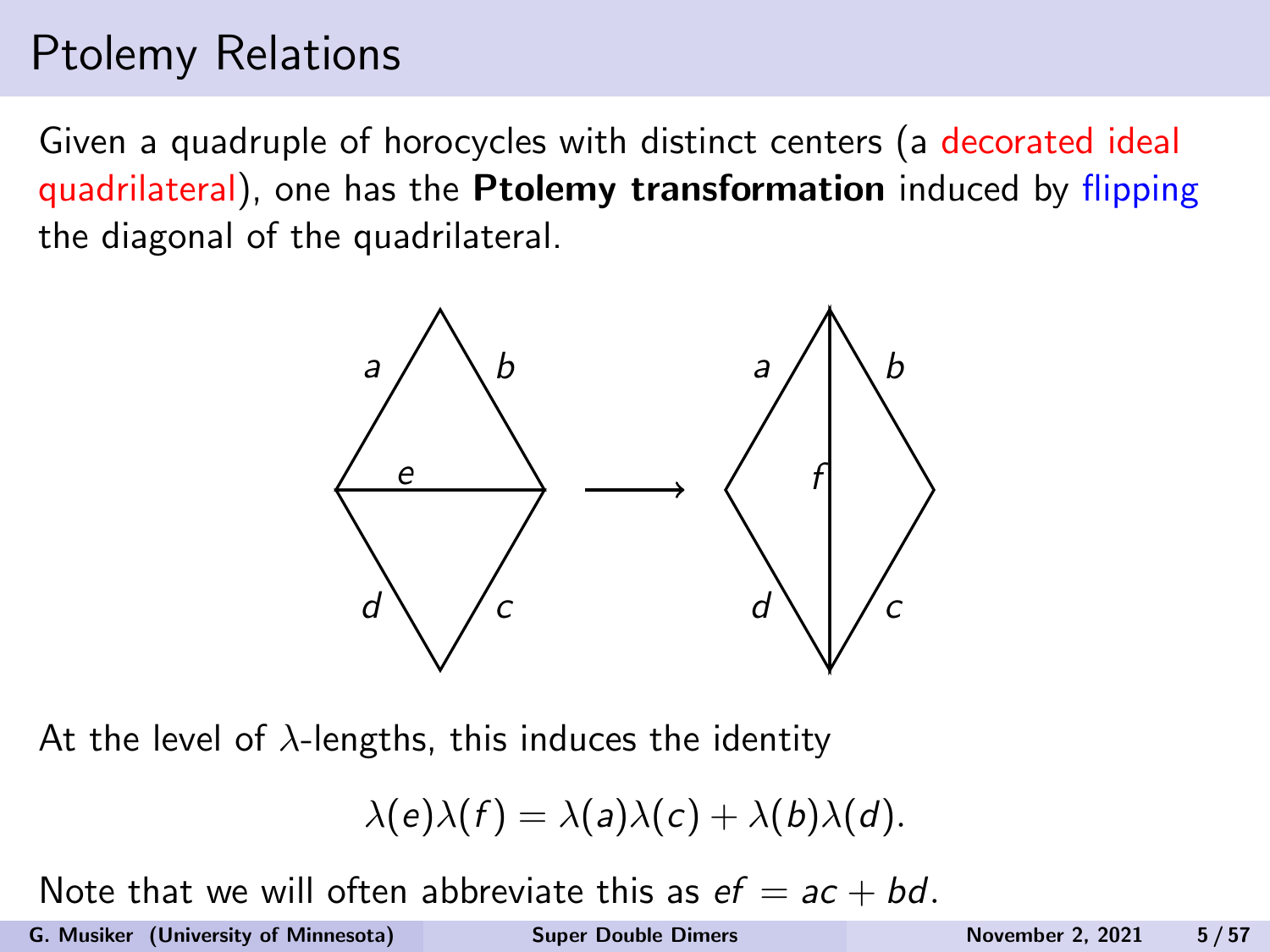# Ptolemy Relations

Given a quadruple of horocycles with distinct centers (a decorated ideal quadrilateral), one has the **Ptolemy transformation** induced by flipping the diagonal of the quadrilateral.

At the level of $\lambda$-lengths, this induces the identity

$$\lambda(e)\lambda(f) = \lambda(a)\lambda(c) + \lambda(b)\lambda(d).$$

Note that we will often abbreviate this as $ef = ac + bd$.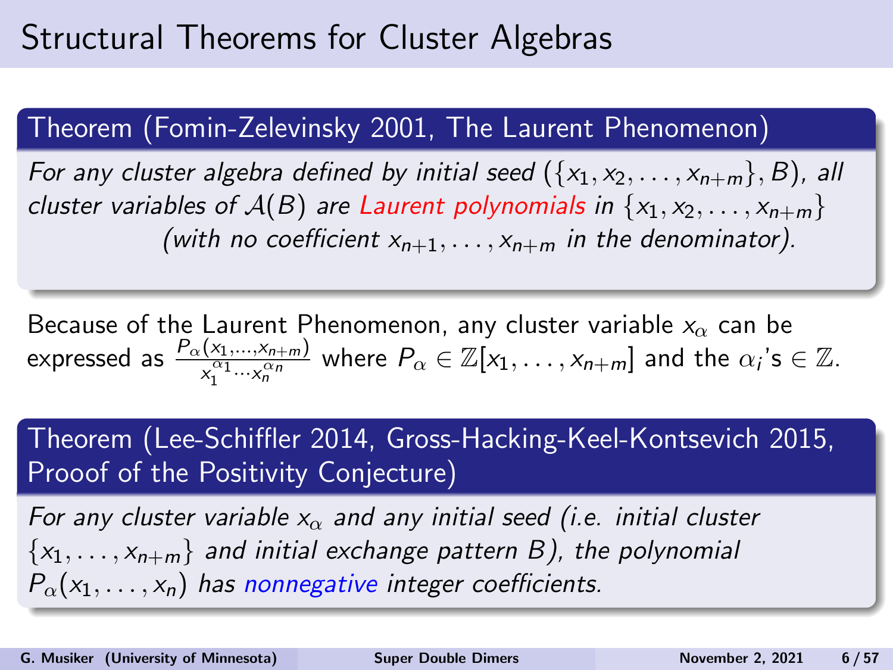# Structural Theorems for Cluster Algebras

**Theorem (Fomin-Zelevinsky 2001, The Laurent Phenomenon)**

*For any cluster algebra defined by initial seed $(\{x_1, x_2, \ldots, x_{n+m}\}, B)$, all cluster variables of $\mathcal{A}(B)$ are Laurent polynomials in $\{x_1, x_2, \ldots, x_{n+m}\}$ (with no coefficient $x_{n+1}, \ldots, x_{n+m}$ in the denominator).*

Because of the Laurent Phenomenon, any cluster variable $x_\alpha$ can be expressed as $\frac{P_\alpha(x_1, \ldots, x_{n+m})}{x_1^{\alpha_1} \cdots x_n^{\alpha_n}}$ where $P_\alpha \in \mathbb{Z}[x_1, \ldots, x_{n+m}]$ and the $\alpha_i$'s $\in \mathbb{Z}$.

**Theorem (Lee-Schiffler 2014, Gross-Hacking-Keel-Kontsevich 2015, Prooof of the Positivity Conjecture)**

*For any cluster variable $x_\alpha$ and any initial seed (i.e. initial cluster $\{x_1, \ldots, x_{n+m}\}$ and initial exchange pattern $B$), the polynomial $P_\alpha(x_1, \ldots, x_n)$ has nonnegative integer coefficients.*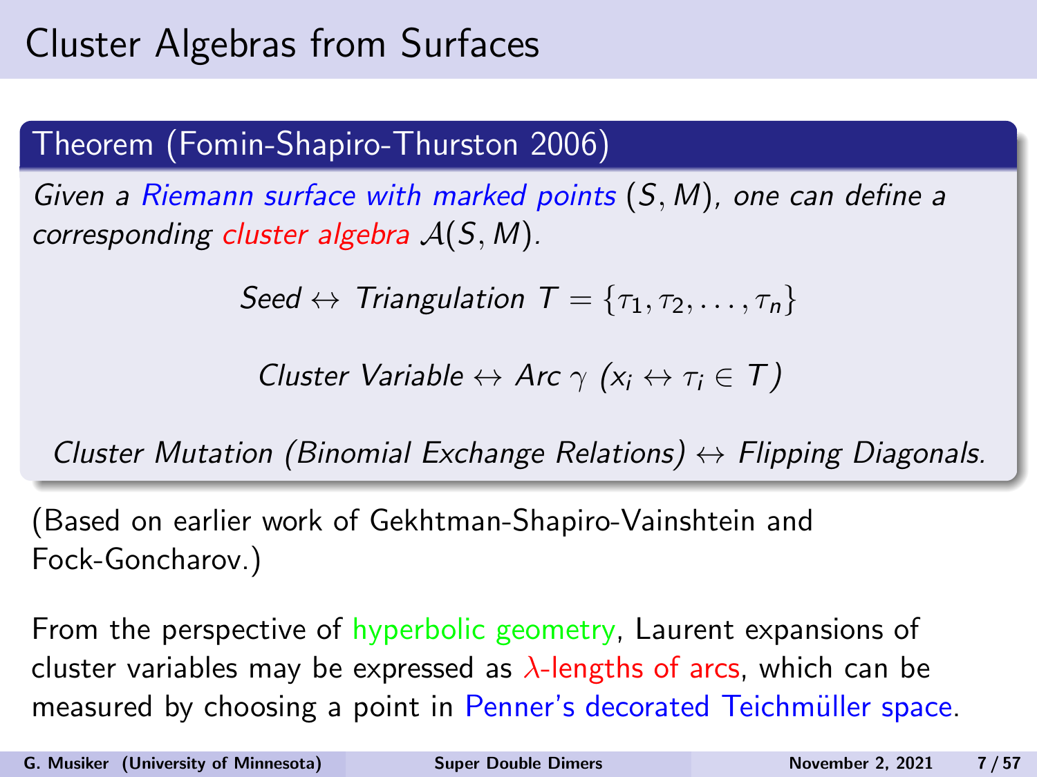# Cluster Algebras from Surfaces

**Theorem (Fomin-Shapiro-Thurston 2006)**

*Given a Riemann surface with marked points $(S, M)$, one can define a corresponding cluster algebra $\mathcal{A}(S, M)$.*

$$\textit{Seed} \leftrightarrow \textit{Triangulation } T = \{\tau_1, \tau_2, \ldots, \tau_n\}$$

$$\textit{Cluster Variable} \leftrightarrow \textit{Arc } \gamma \ (x_i \leftrightarrow \tau_i \in T)$$

*Cluster Mutation (Binomial Exchange Relations) $\leftrightarrow$ Flipping Diagonals.*

(Based on earlier work of Gekhtman-Shapiro-Vainshtein and Fock-Goncharov.)

From the perspective of hyperbolic geometry, Laurent expansions of cluster variables may be expressed as $\lambda$-lengths of arcs, which can be measured by choosing a point in Penner's decorated Teichmüller space.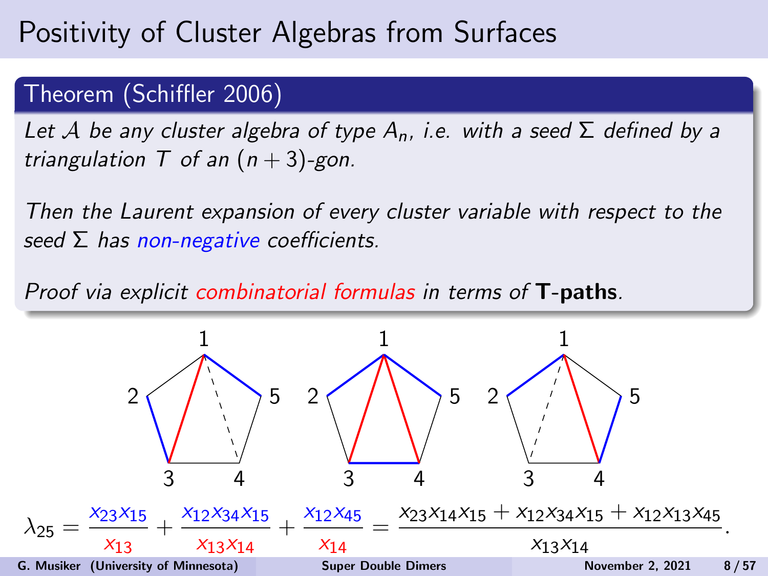# Positivity of Cluster Algebras from Surfaces

## Theorem (Schiffler 2006)

*Let $\mathcal{A}$ be any cluster algebra of type $A_n$, i.e. with a seed $\Sigma$ defined by a triangulation $T$ of an $(n+3)$-gon.*

*Then the Laurent expansion of every cluster variable with respect to the seed $\Sigma$ has non-negative coefficients.*

*Proof via explicit combinatorial formulas in terms of* **T-paths**.

$$\lambda_{25} = \frac{x_{23}x_{15}}{x_{13}} + \frac{x_{12}x_{34}x_{15}}{x_{13}x_{14}} + \frac{x_{12}x_{45}}{x_{14}} = \frac{x_{23}x_{14}x_{15} + x_{12}x_{34}x_{15} + x_{12}x_{13}x_{45}}{x_{13}x_{14}}.$$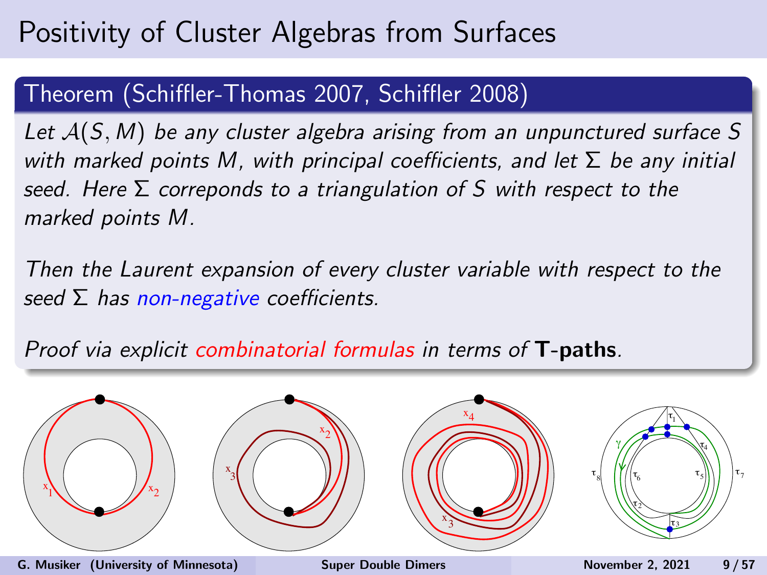# Positivity of Cluster Algebras from Surfaces

## Theorem (Schiffler-Thomas 2007, Schiffler 2008)

*Let $\mathcal{A}(S, M)$ be any cluster algebra arising from an unpunctured surface $S$ with marked points $M$, with principal coefficients, and let $\Sigma$ be any initial seed. Here $\Sigma$ correponds to a triangulation of $S$ with respect to the marked points $M$.*

*Then the Laurent expansion of every cluster variable with respect to the seed $\Sigma$ has non-negative coefficients.*

*Proof via explicit combinatorial formulas in terms of* **T-paths**.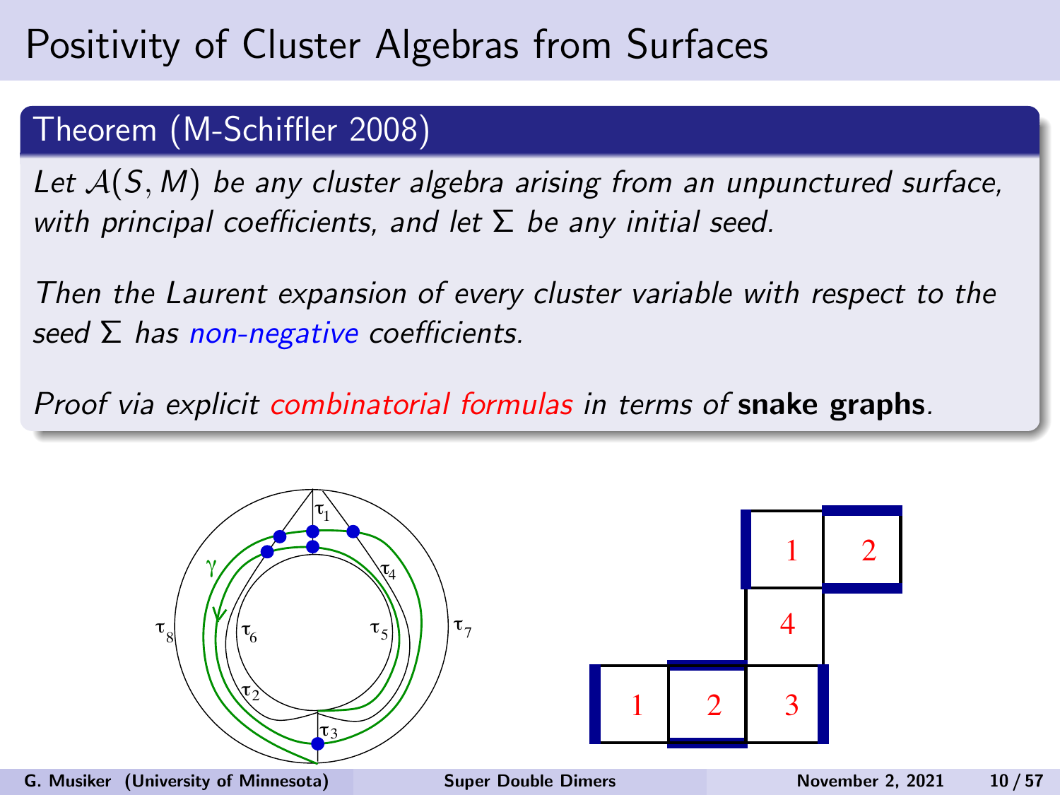# Positivity of Cluster Algebras from Surfaces

## Theorem (M-Schiffler 2008)

*Let $\mathcal{A}(S, M)$ be any cluster algebra arising from an unpunctured surface, with principal coefficients, and let $\Sigma$ be any initial seed.*

*Then the Laurent expansion of every cluster variable with respect to the seed $\Sigma$ has non-negative coefficients.*

*Proof via explicit combinatorial formulas in terms of* **snake graphs**.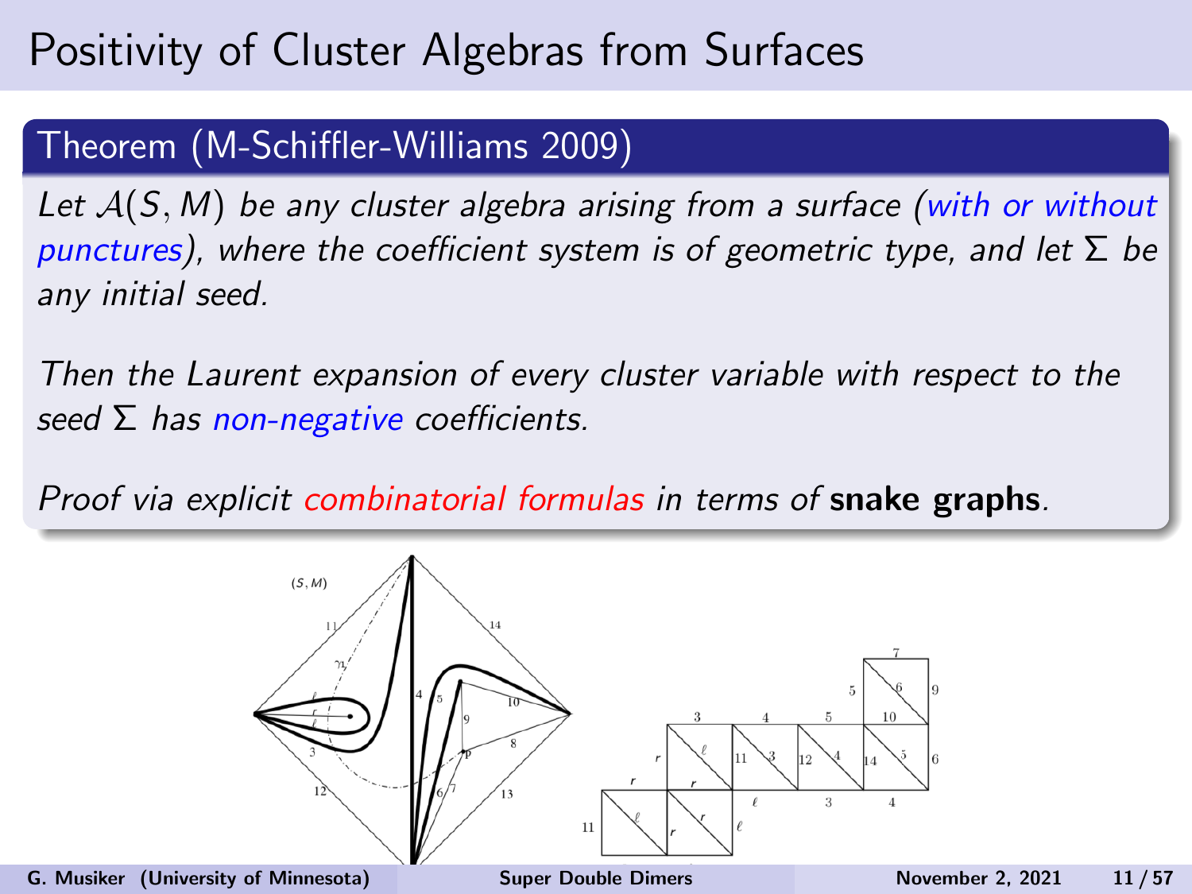# Positivity of Cluster Algebras from Surfaces

**Theorem (M-Schiffler-Williams 2009)**

*Let $\mathcal{A}(S, M)$ be any cluster algebra arising from a surface (with or without punctures), where the coefficient system is of geometric type, and let $\Sigma$ be any initial seed.*

*Then the Laurent expansion of every cluster variable with respect to the seed $\Sigma$ has non-negative coefficients.*

*Proof via explicit combinatorial formulas in terms of* **snake graphs**.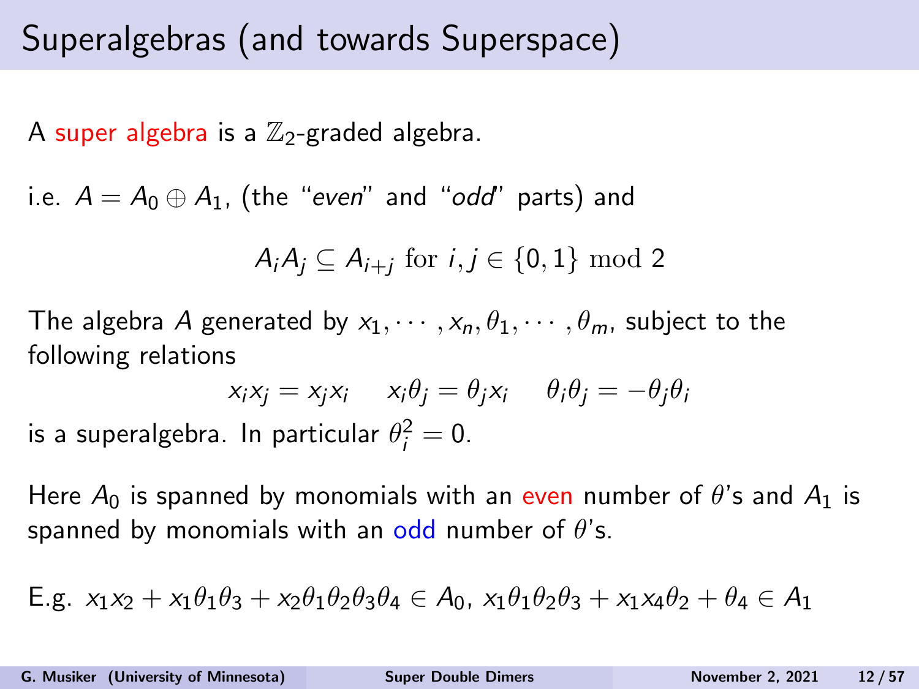# Superalgebras (and towards Superspace)

A super algebra is a $\mathbb{Z}_2$-graded algebra.

i.e. $A = A_0 \oplus A_1$, (the "*even*" and "*odd*" parts) and

$$A_i A_j \subseteq A_{i+j} \text{ for } i, j \in \{0, 1\} \bmod 2$$

The algebra $A$ generated by $x_1, \cdots, x_n, \theta_1, \cdots, \theta_m$, subject to the following relations

$$x_i x_j = x_j x_i \quad x_i \theta_j = \theta_j x_i \quad \theta_i \theta_j = -\theta_j \theta_i$$

is a superalgebra. In particular $\theta_i^2 = 0$.

Here $A_0$ is spanned by monomials with an even number of $\theta$'s and $A_1$ is spanned by monomials with an odd number of $\theta$'s.

E.g. $x_1 x_2 + x_1 \theta_1 \theta_3 + x_2 \theta_1 \theta_2 \theta_3 \theta_4 \in A_0$, $x_1 \theta_1 \theta_2 \theta_3 + x_1 x_4 \theta_2 + \theta_4 \in A_1$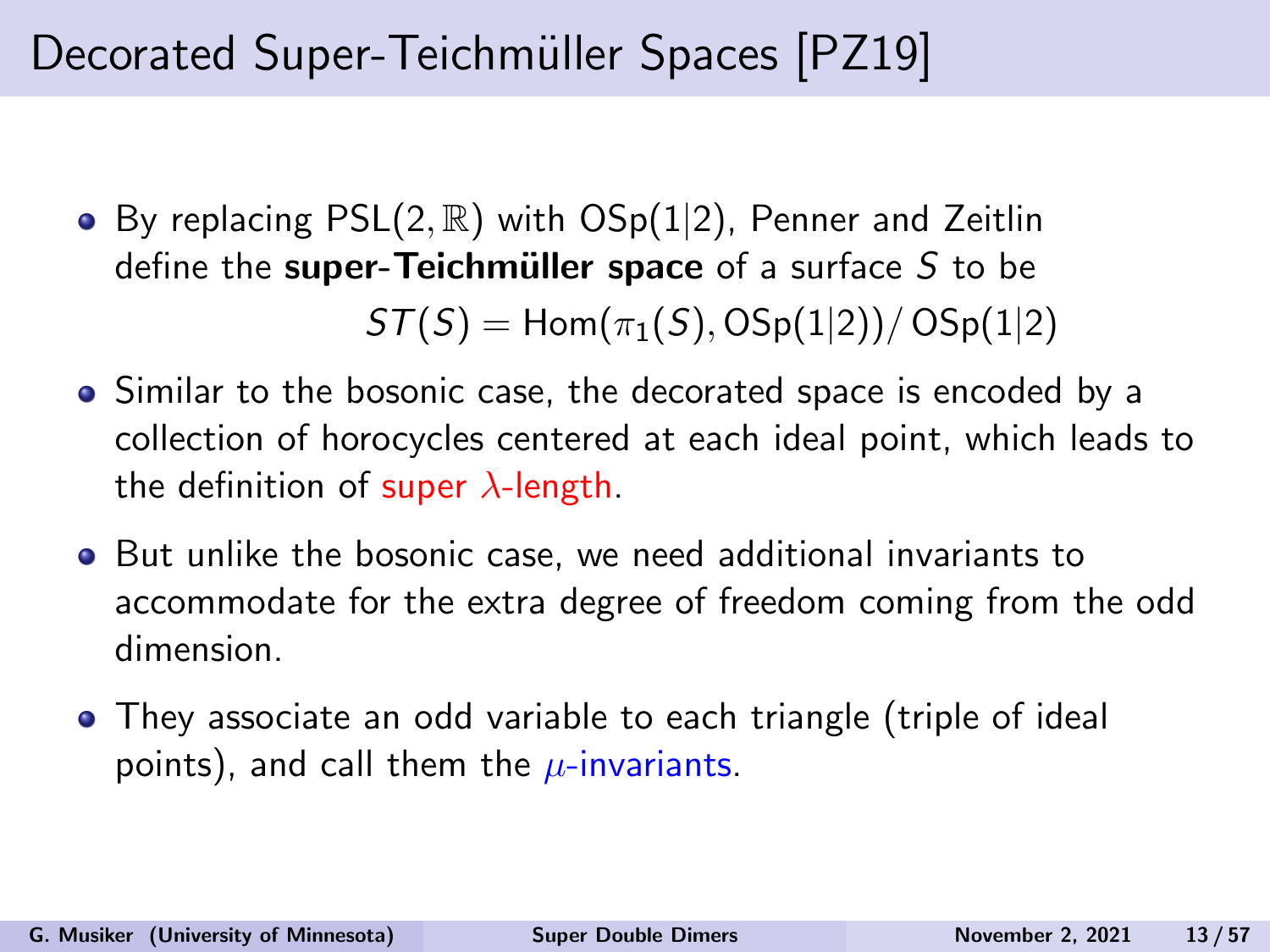# Decorated Super-Teichmüller Spaces [PZ19]

- By replacing $\mathrm{PSL}(2,\mathbb{R})$ with $\mathrm{OSp}(1|2)$, Penner and Zeitlin define the **super-Teichmüller space** of a surface $S$ to be

$$ST(S) = \mathrm{Hom}(\pi_1(S), \mathrm{OSp}(1|2))/\,\mathrm{OSp}(1|2)$$

- Similar to the bosonic case, the decorated space is encoded by a collection of horocycles centered at each ideal point, which leads to the definition of super $\lambda$-length.
- But unlike the bosonic case, we need additional invariants to accommodate for the extra degree of freedom coming from the odd dimension.
- They associate an odd variable to each triangle (triple of ideal points), and call them the $\mu$-invariants.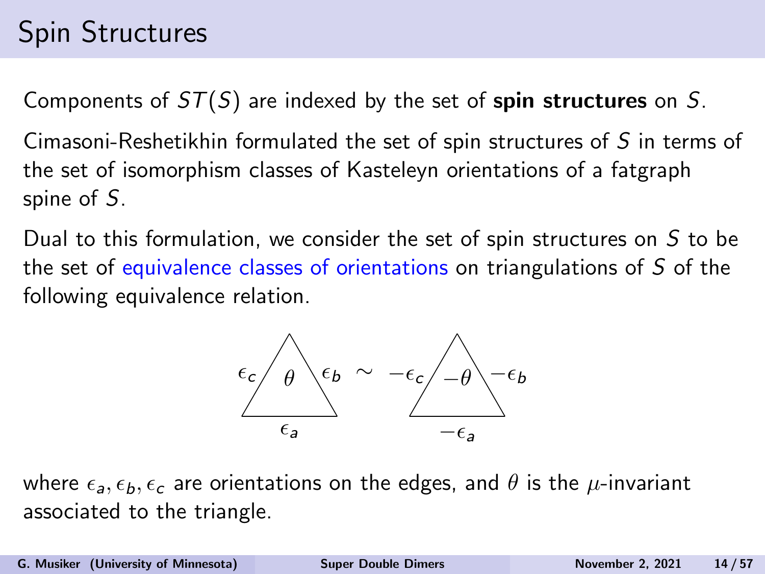# Spin Structures

Components of $ST(S)$ are indexed by the set of **spin structures** on $S$.

Cimasoni-Reshetikhin formulated the set of spin structures of $S$ in terms of the set of isomorphism classes of Kasteleyn orientations of a fatgraph spine of $S$.

Dual to this formulation, we consider the set of spin structures on $S$ to be the set of equivalence classes of orientations on triangulations of $S$ of the following equivalence relation.

where $\epsilon_a, \epsilon_b, \epsilon_c$ are orientations on the edges, and $\theta$ is the $\mu$-invariant associated to the triangle.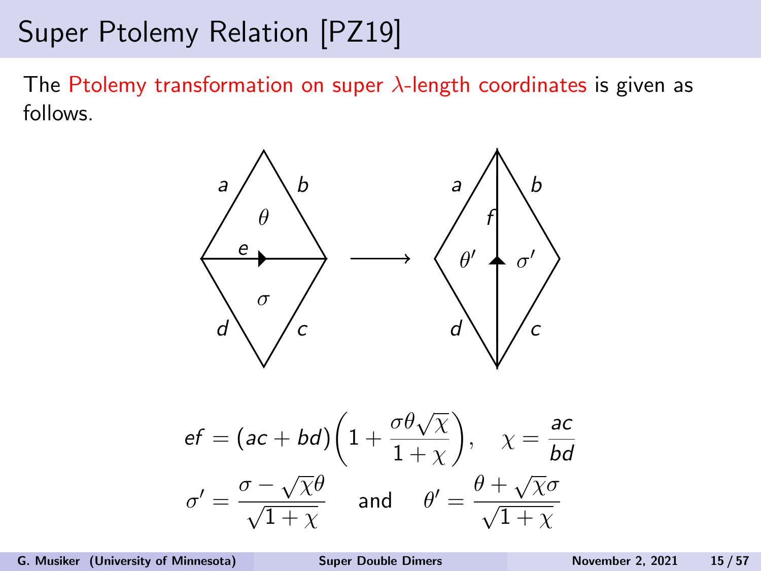# Super Ptolemy Relation [PZ19]

The Ptolemy transformation on super $\lambda$-length coordinates is given as follows.

$$ef = (ac + bd)\left(1 + \frac{\sigma\theta\sqrt{\chi}}{1+\chi}\right), \quad \chi = \frac{ac}{bd}$$

$$\sigma' = \frac{\sigma - \sqrt{\chi}\theta}{\sqrt{1+\chi}} \quad \text{and} \quad \theta' = \frac{\theta + \sqrt{\chi}\sigma}{\sqrt{1+\chi}}$$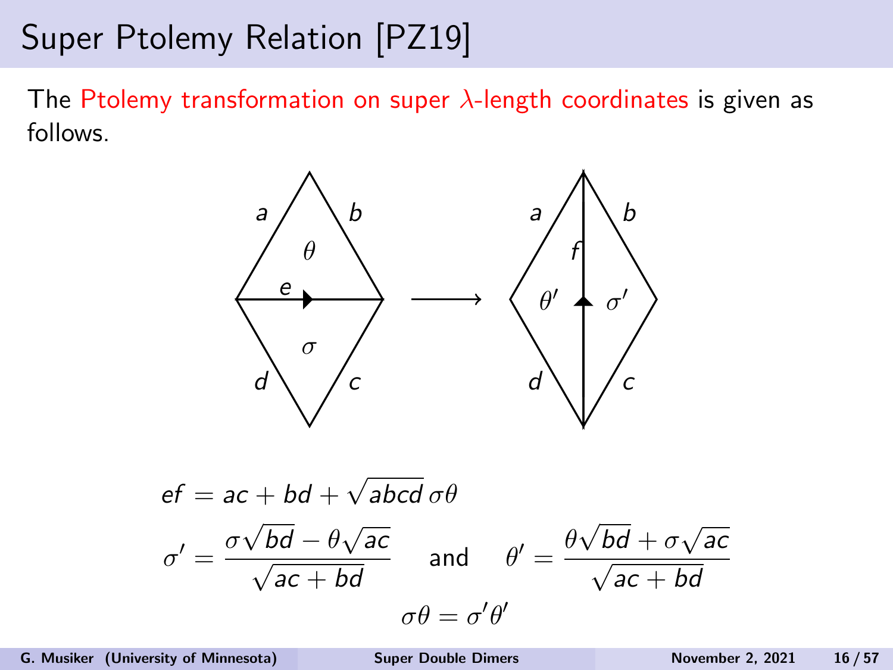# Super Ptolemy Relation [PZ19]

The Ptolemy transformation on super $\lambda$-length coordinates is given as follows.

$$ef = ac + bd + \sqrt{abcd}\,\sigma\theta$$

$$\sigma' = \frac{\sigma\sqrt{bd} - \theta\sqrt{ac}}{\sqrt{ac+bd}} \quad \text{and} \quad \theta' = \frac{\theta\sqrt{bd} + \sigma\sqrt{ac}}{\sqrt{ac+bd}}$$

$$\sigma\theta = \sigma'\theta'$$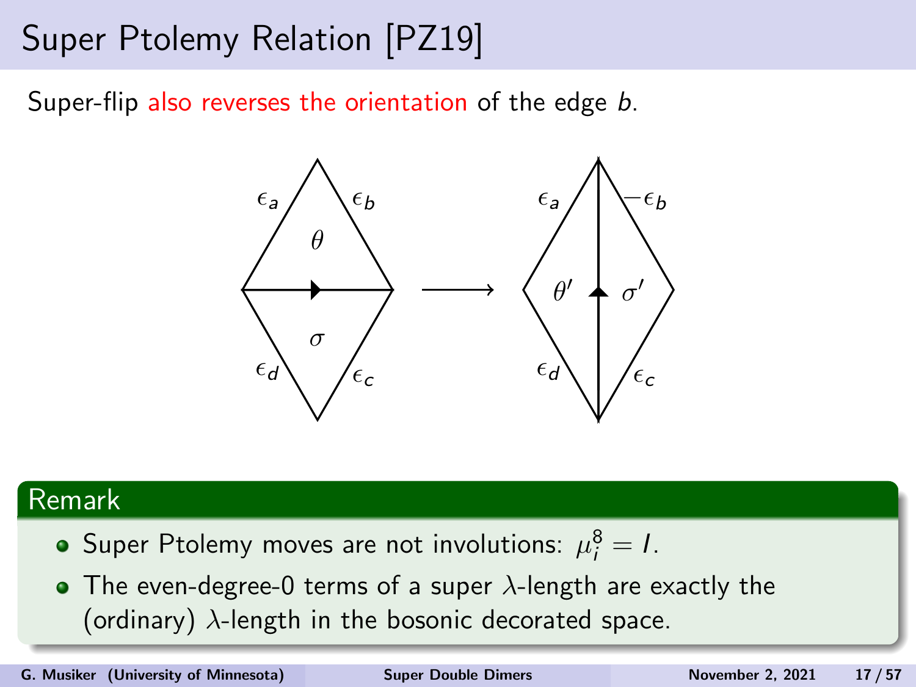# Super Ptolemy Relation [PZ19]

Super-flip also reverses the orientation of the edge $b$.

$\epsilon_a$, $\epsilon_b$, $\theta$, $\sigma$, $\epsilon_d$, $\epsilon_c$ $\longrightarrow$ $\epsilon_a$, $-\epsilon_b$, $\theta'$, $\sigma'$, $\epsilon_d$, $\epsilon_c$

## Remark

- Super Ptolemy moves are not involutions: $\mu_i^8 = I$.
- The even-degree-0 terms of a super $\lambda$-length are exactly the (ordinary) $\lambda$-length in the bosonic decorated space.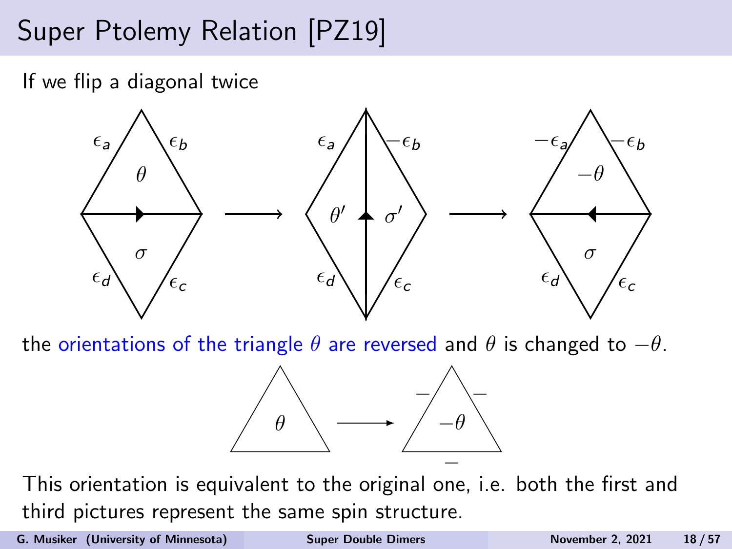# Super Ptolemy Relation [PZ19]

If we flip a diagonal twice

the orientations of the triangle $\theta$ are reversed and $\theta$ is changed to $-\theta$.

This orientation is equivalent to the original one, i.e. both the first and third pictures represent the same spin structure.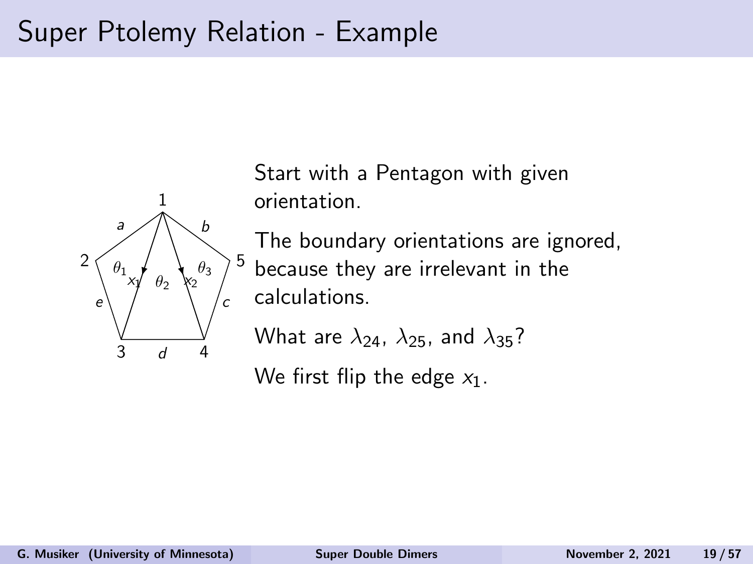# Super Ptolemy Relation - Example

Start with a Pentagon with given orientation.

The boundary orientations are ignored, because they are irrelevant in the calculations.

What are $\lambda_{24}$, $\lambda_{25}$, and $\lambda_{35}$?

We first flip the edge $x_1$.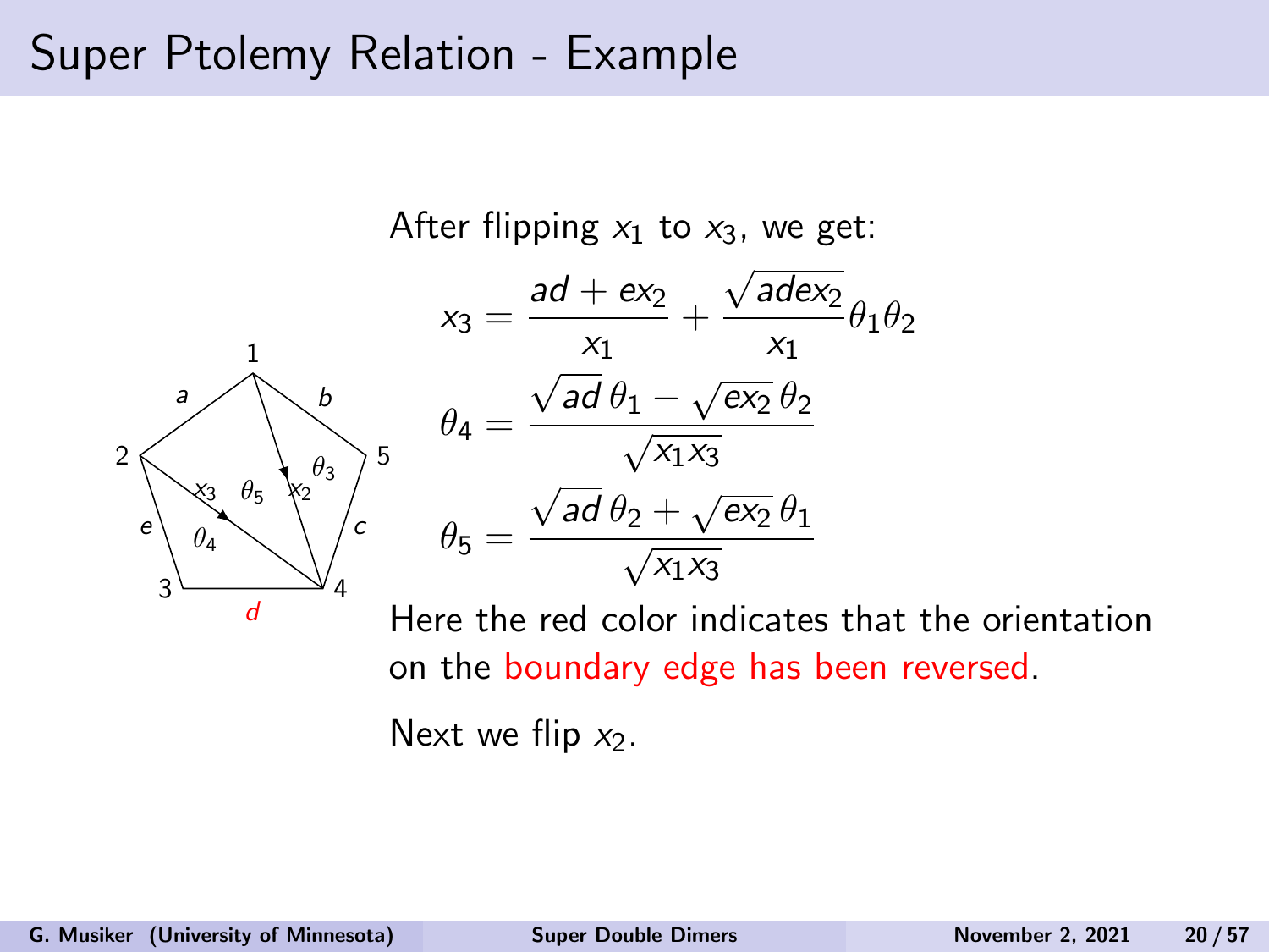# Super Ptolemy Relation - Example

After flipping $x_1$ to $x_3$, we get:

$$x_3 = \frac{ad + ex_2}{x_1} + \frac{\sqrt{adex_2}}{x_1}\theta_1\theta_2$$

$$\theta_4 = \frac{\sqrt{ad}\,\theta_1 - \sqrt{ex_2}\,\theta_2}{\sqrt{x_1 x_3}}$$

$$\theta_5 = \frac{\sqrt{ad}\,\theta_2 + \sqrt{ex_2}\,\theta_1}{\sqrt{x_1 x_3}}$$

Here the red color indicates that the orientation on the boundary edge has been reversed.

Next we flip $x_2$.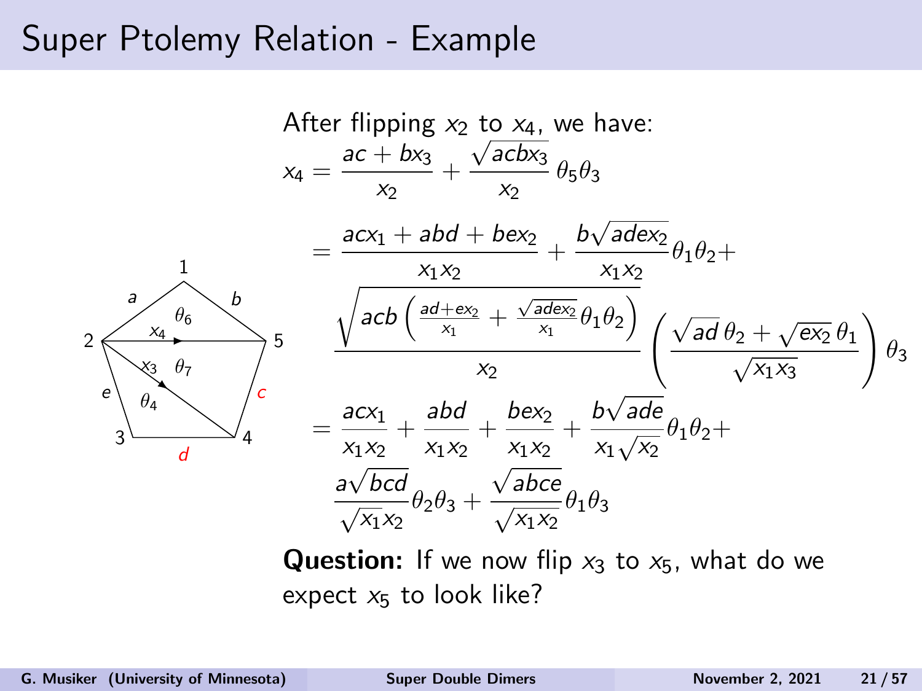# Super Ptolemy Relation - Example

After flipping $x_2$ to $x_4$, we have:

$$x_4 = \frac{ac + bx_3}{x_2} + \frac{\sqrt{acbx_3}}{x_2}\,\theta_5\theta_3$$

$$= \frac{acx_1 + abd + bex_2}{x_1 x_2} + \frac{b\sqrt{adex_2}}{x_1 x_2}\theta_1\theta_2 + \frac{\sqrt{acb\left(\frac{ad+ex_2}{x_1} + \frac{\sqrt{adex_2}}{x_1}\theta_1\theta_2\right)}}{x_2}\left(\frac{\sqrt{ad}\,\theta_2 + \sqrt{ex_2}\,\theta_1}{\sqrt{x_1 x_3}}\right)\theta_3$$

$$= \frac{acx_1}{x_1 x_2} + \frac{abd}{x_1 x_2} + \frac{bex_2}{x_1 x_2} + \frac{b\sqrt{ade}}{x_1\sqrt{x_2}}\theta_1\theta_2 + \frac{a\sqrt{bcd}}{\sqrt{x_1}x_2}\theta_2\theta_3 + \frac{\sqrt{abce}}{\sqrt{x_1 x_2}}\theta_1\theta_3$$

**Question:** If we now flip $x_3$ to $x_5$, what do we expect $x_5$ to look like?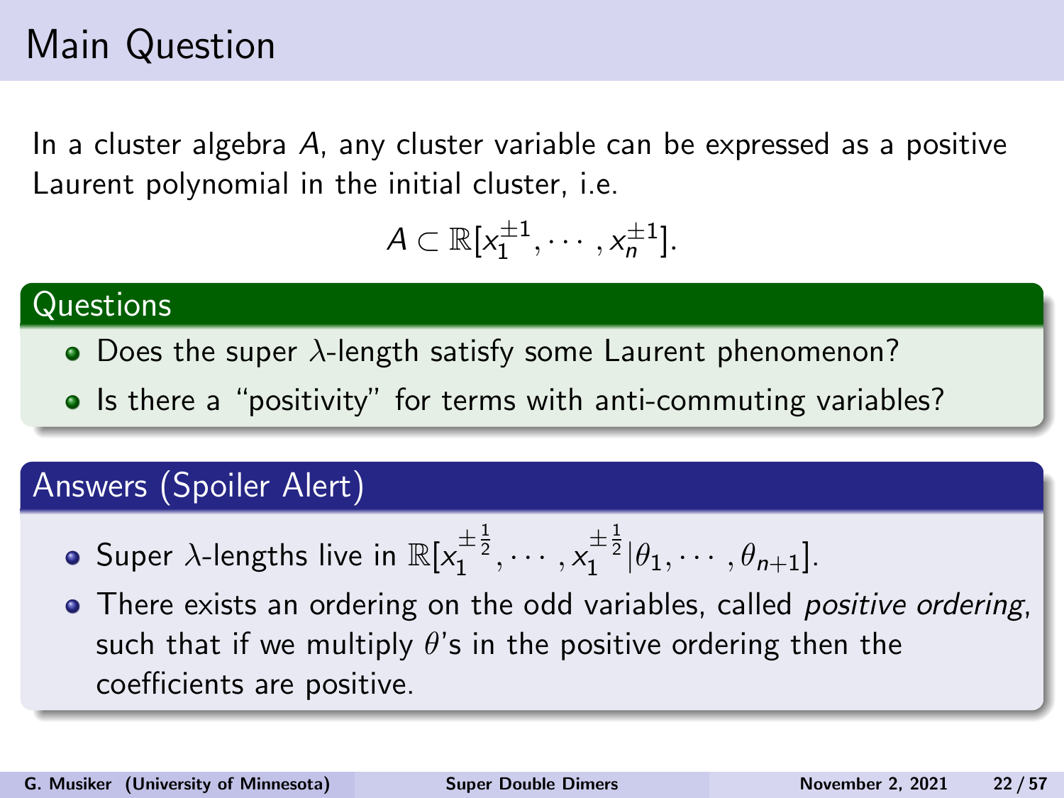# Main Question

In a cluster algebra $A$, any cluster variable can be expressed as a positive Laurent polynomial in the initial cluster, i.e.

$$A \subset \mathbb{R}[x_1^{\pm 1}, \cdots, x_n^{\pm 1}].$$

## Questions

- Does the super $\lambda$-length satisfy some Laurent phenomenon?
- Is there a "positivity" for terms with anti-commuting variables?

## Answers (Spoiler Alert)

- Super $\lambda$-lengths live in $\mathbb{R}[x_1^{\pm \frac{1}{2}}, \cdots, x_1^{\pm \frac{1}{2}} | \theta_1, \cdots, \theta_{n+1}]$.
- There exists an ordering on the odd variables, called *positive ordering*, such that if we multiply $\theta$'s in the positive ordering then the coefficients are positive.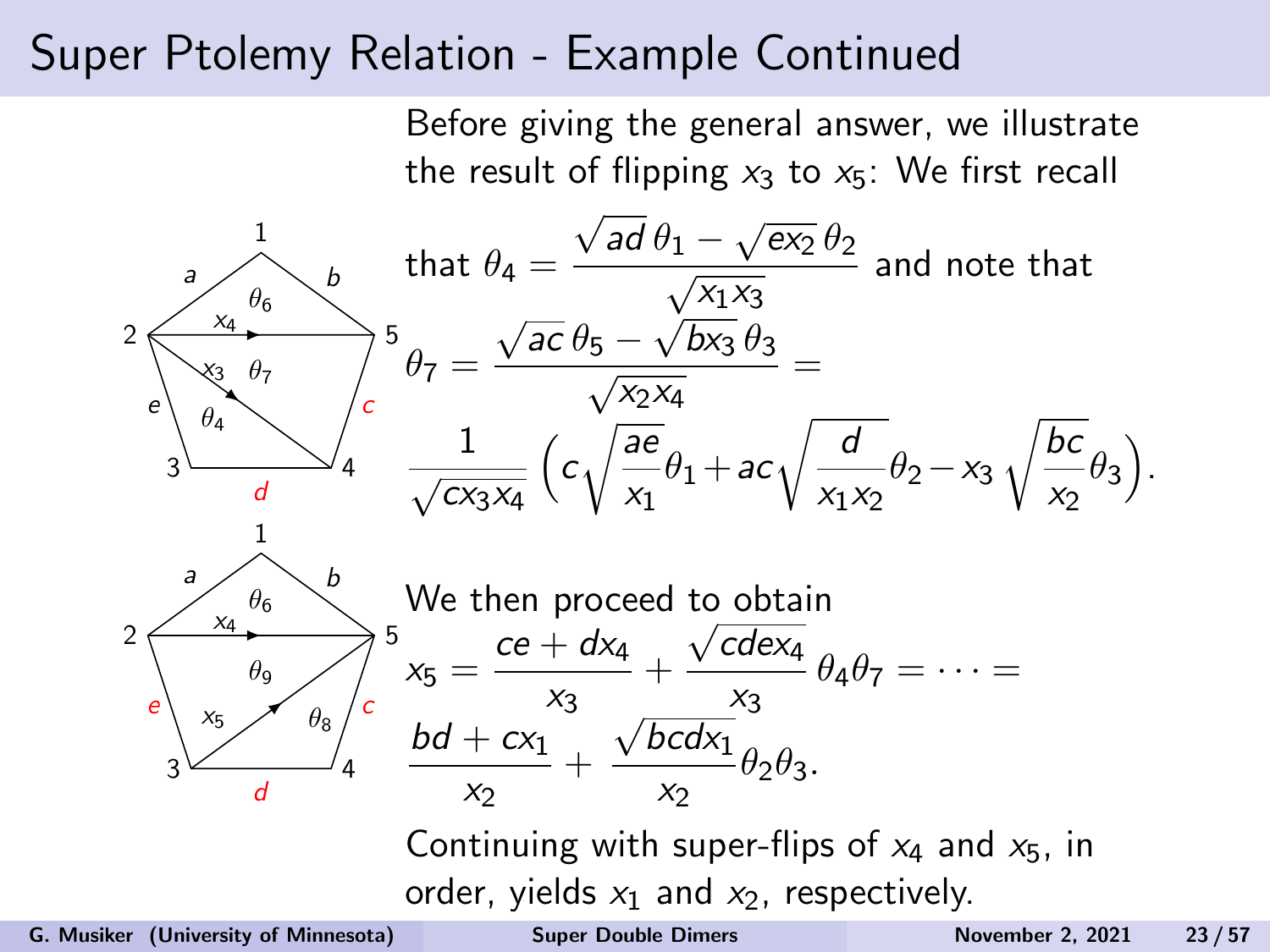# Super Ptolemy Relation - Example Continued

Before giving the general answer, we illustrate the result of flipping $x_3$ to $x_5$: We first recall

that $\theta_4 = \dfrac{\sqrt{ad}\,\theta_1 - \sqrt{ex_2}\,\theta_2}{\sqrt{x_1x_3}}$ and note that

$$\theta_7 = \frac{\sqrt{ac}\,\theta_5 - \sqrt{bx_3}\,\theta_3}{\sqrt{x_2x_4}} =$$

$$\frac{1}{\sqrt{cx_3x_4}}\left(c\sqrt{\frac{ae}{x_1}}\theta_1 + ac\sqrt{\frac{d}{x_1x_2}}\theta_2 - x_3\sqrt{\frac{bc}{x_2}}\theta_3\right).$$

We then proceed to obtain

$$x_5 = \frac{ce + dx_4}{x_3} + \frac{\sqrt{cdex_4}}{x_3}\,\theta_4\theta_7 = \cdots =$$

$$\frac{bd + cx_1}{x_2} + \frac{\sqrt{bcdx_1}}{x_2}\theta_2\theta_3.$$

Continuing with super-flips of $x_4$ and $x_5$, in order, yields $x_1$ and $x_2$, respectively.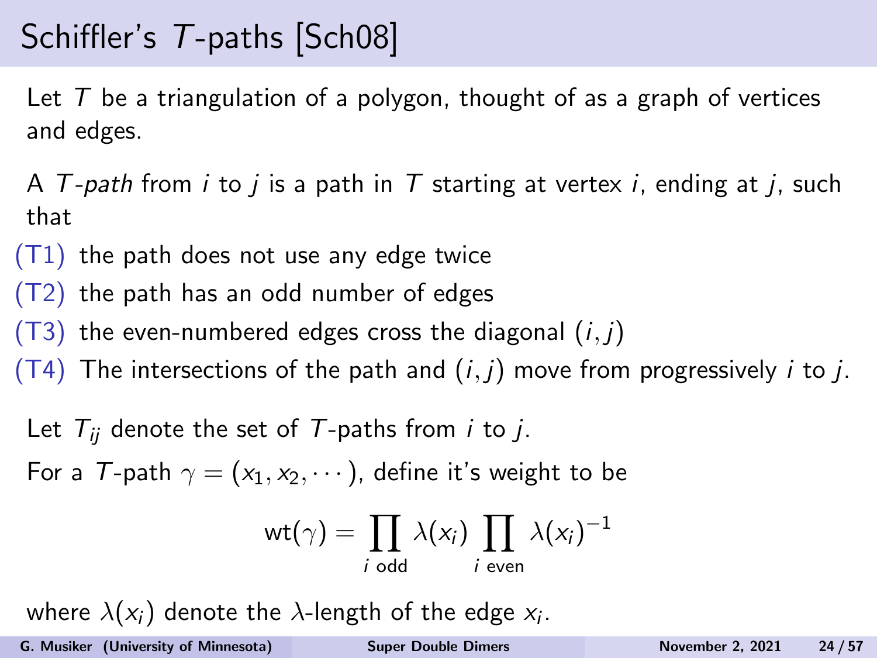# Schiffler's $T$-paths [Sch08]

Let $T$ be a triangulation of a polygon, thought of as a graph of vertices and edges.

A *$T$-path* from $i$ to $j$ is a path in $T$ starting at vertex $i$, ending at $j$, such that

- (T1) the path does not use any edge twice
- (T2) the path has an odd number of edges
- (T3) the even-numbered edges cross the diagonal $(i, j)$
- (T4) The intersections of the path and $(i, j)$ move from progressively $i$ to $j$.

Let $T_{ij}$ denote the set of $T$-paths from $i$ to $j$.

For a $T$-path $\gamma = (x_1, x_2, \cdots)$, define it's weight to be

$$\mathrm{wt}(\gamma) = \prod_{i \text{ odd}} \lambda(x_i) \prod_{i \text{ even}} \lambda(x_i)^{-1}$$

where $\lambda(x_i)$ denote the $\lambda$-length of the edge $x_i$.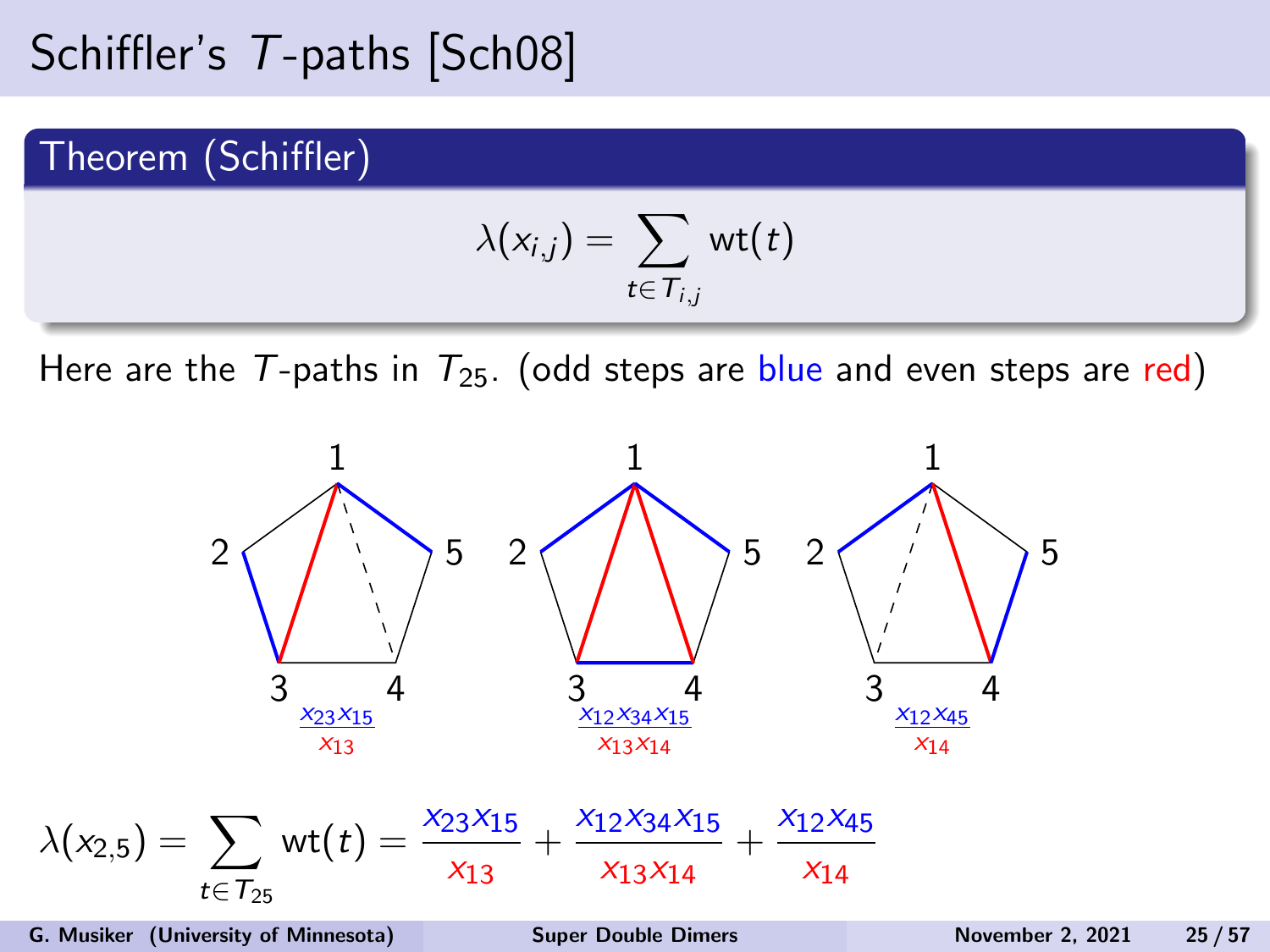# Schiffler's $T$-paths [Sch08]

**Theorem (Schiffler)**

$$\lambda(x_{i,j}) = \sum_{t \in T_{i,j}} \text{wt}(t)$$

Here are the $T$-paths in $T_{25}$. (odd steps are blue and even steps are red)

$\frac{x_{23}x_{15}}{x_{13}}$ $\quad$ $\frac{x_{12}x_{34}x_{15}}{x_{13}x_{14}}$ $\quad$ $\frac{x_{12}x_{45}}{x_{14}}$

$$\lambda(x_{2,5}) = \sum_{t \in T_{25}} \text{wt}(t) = \frac{x_{23}x_{15}}{x_{13}} + \frac{x_{12}x_{34}x_{15}}{x_{13}x_{14}} + \frac{x_{12}x_{45}}{x_{14}}$$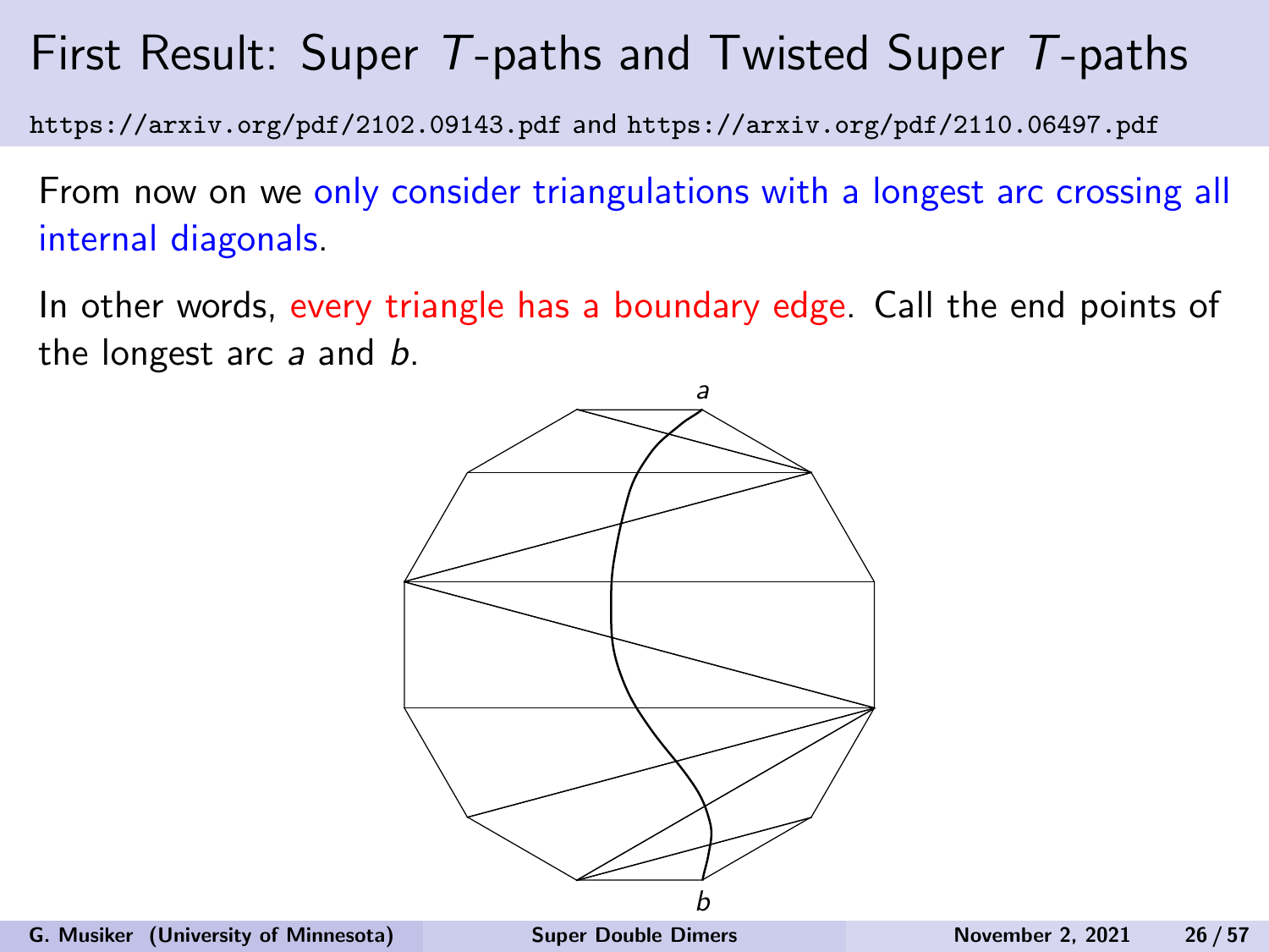# First Result: Super $T$-paths and Twisted Super $T$-paths

https://arxiv.org/pdf/2102.09143.pdf and https://arxiv.org/pdf/2110.06497.pdf

From now on we only consider triangulations with a longest arc crossing all internal diagonals.

In other words, every triangle has a boundary edge. Call the end points of the longest arc $a$ and $b$.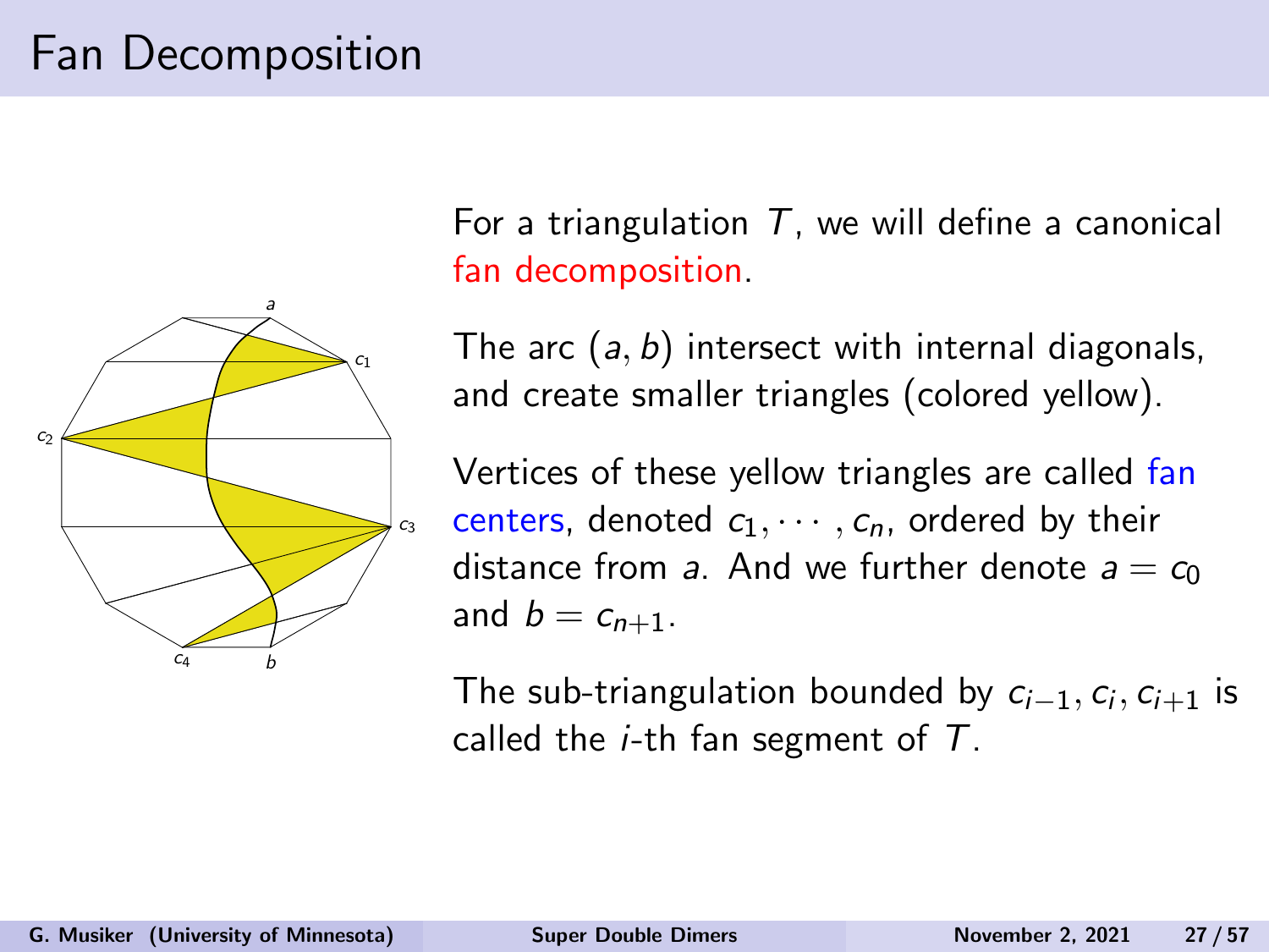# Fan Decomposition

For a triangulation $T$, we will define a canonical fan decomposition.

The arc $(a, b)$ intersect with internal diagonals, and create smaller triangles (colored yellow).

Vertices of these yellow triangles are called fan centers, denoted $c_1, \cdots, c_n$, ordered by their distance from $a$. And we further denote $a = c_0$ and $b = c_{n+1}$.

The sub-triangulation bounded by $c_{i-1}, c_i, c_{i+1}$ is called the $i$-th fan segment of $T$.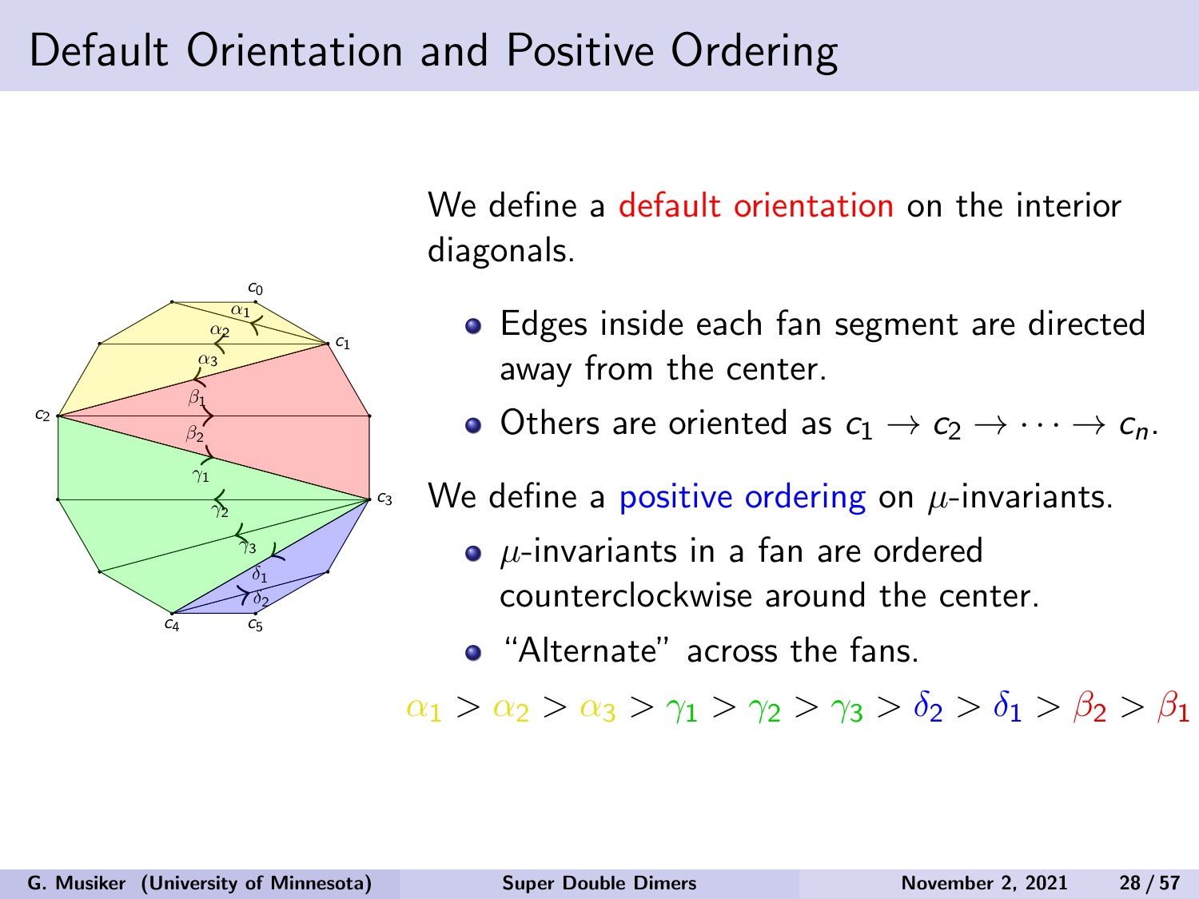# Default Orientation and Positive Ordering

We define a default orientation on the interior diagonals.

- Edges inside each fan segment are directed away from the center.
- Others are oriented as $c_1 \to c_2 \to \cdots \to c_n$.

We define a positive ordering on $\mu$-invariants.

- $\mu$-invariants in a fan are ordered counterclockwise around the center.
- "Alternate" across the fans.

$$\alpha_1 > \alpha_2 > \alpha_3 > \gamma_1 > \gamma_2 > \gamma_3 > \delta_2 > \delta_1 > \beta_2 > \beta_1$$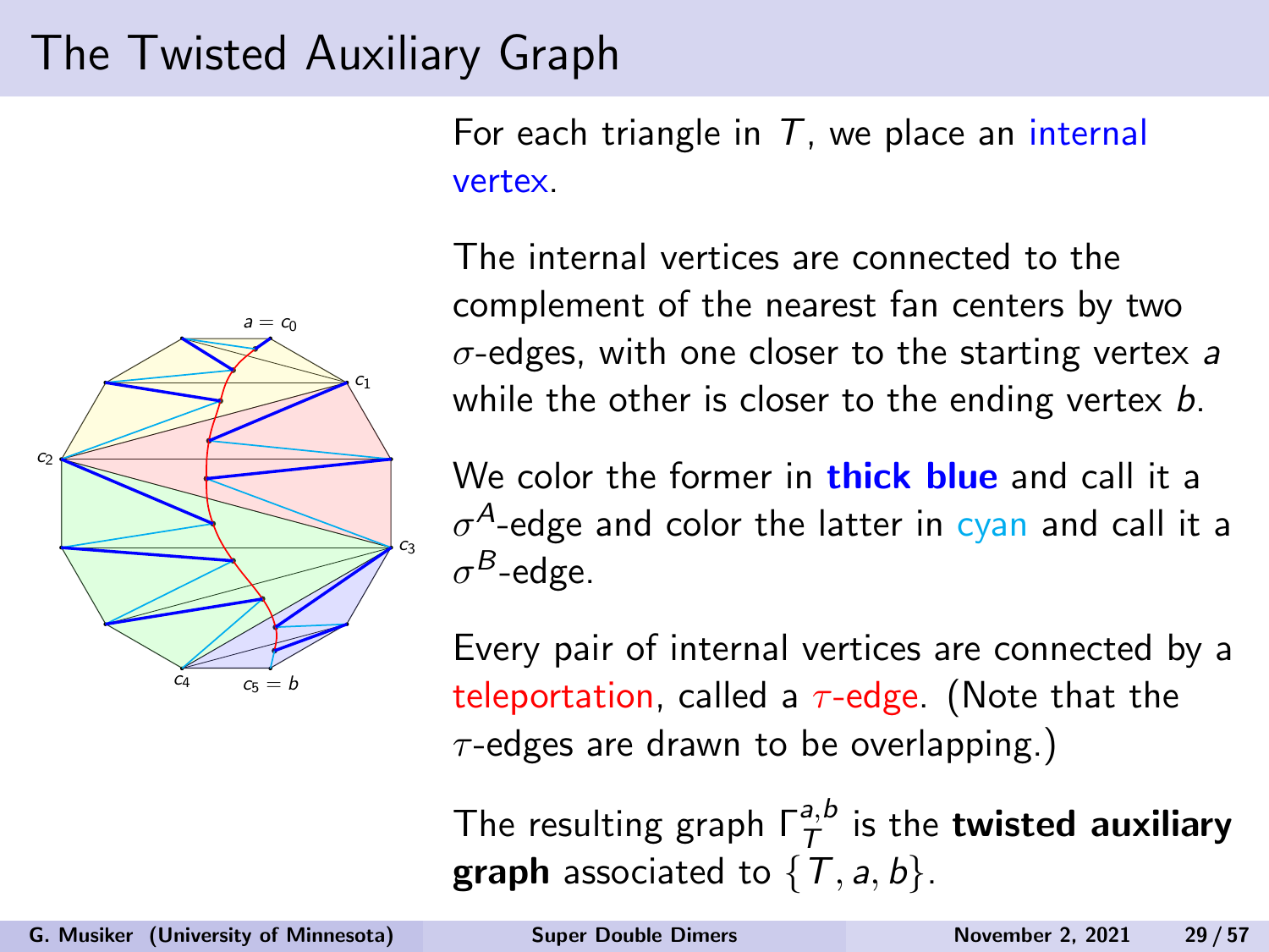# The Twisted Auxiliary Graph

For each triangle in $T$, we place an internal vertex.

The internal vertices are connected to the complement of the nearest fan centers by two $\sigma$-edges, with one closer to the starting vertex $a$ while the other is closer to the ending vertex $b$.

We color the former in **thick blue** and call it a $\sigma^A$-edge and color the latter in cyan and call it a $\sigma^B$-edge.

Every pair of internal vertices are connected by a teleportation, called a $\tau$-edge. (Note that the $\tau$-edges are drawn to be overlapping.)

The resulting graph $\Gamma_T^{a,b}$ is the **twisted auxiliary graph** associated to $\{T, a, b\}$.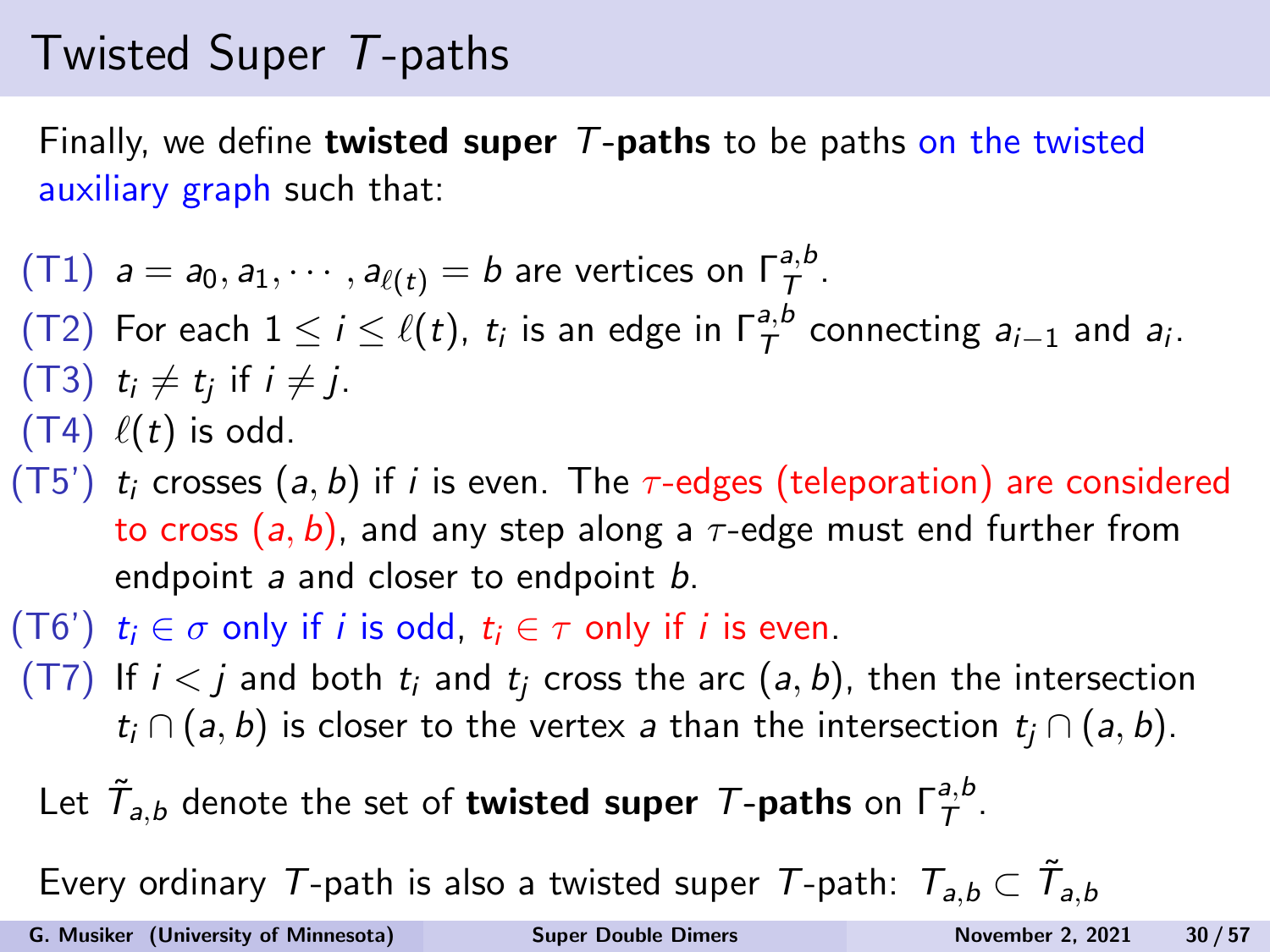# Twisted Super $T$-paths

Finally, we define **twisted super $T$-paths** to be paths on the twisted auxiliary graph such that:

- (T1) $a = a_0, a_1, \cdots, a_{\ell(t)} = b$ are vertices on $\Gamma_T^{a,b}$.
- (T2) For each $1 \leq i \leq \ell(t)$, $t_i$ is an edge in $\Gamma_T^{a,b}$ connecting $a_{i-1}$ and $a_i$.
- (T3) $t_i \neq t_j$ if $i \neq j$.
- (T4) $\ell(t)$ is odd.
- (T5') $t_i$ crosses $(a, b)$ if $i$ is even. The $\tau$-edges (teleporation) are considered to cross $(a, b)$, and any step along a $\tau$-edge must end further from endpoint $a$ and closer to endpoint $b$.
- (T6') $t_i \in \sigma$ only if $i$ is odd, $t_i \in \tau$ only if $i$ is even.
- (T7) If $i < j$ and both $t_i$ and $t_j$ cross the arc $(a, b)$, then the intersection $t_i \cap (a, b)$ is closer to the vertex $a$ than the intersection $t_j \cap (a, b)$.

Let $\tilde{T}_{a,b}$ denote the set of **twisted super $T$-paths** on $\Gamma_T^{a,b}$.

Every ordinary $T$-path is also a twisted super $T$-path: $T_{a,b} \subset \tilde{T}_{a,b}$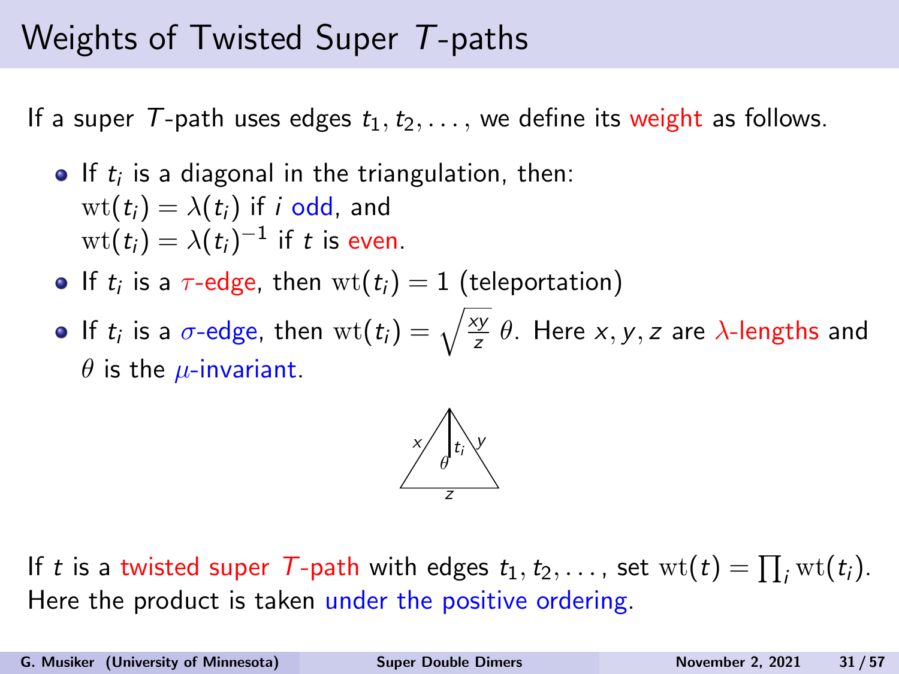# Weights of Twisted Super $T$-paths

If a super $T$-path uses edges $t_1, t_2, \ldots$, we define its weight as follows.

- If $t_i$ is a diagonal in the triangulation, then:
  $\mathrm{wt}(t_i) = \lambda(t_i)$ if $i$ odd, and
  $\mathrm{wt}(t_i) = \lambda(t_i)^{-1}$ if $t$ is even.
- If $t_i$ is a $\tau$-edge, then $\mathrm{wt}(t_i) = 1$ (teleportation)
- If $t_i$ is a $\sigma$-edge, then $\mathrm{wt}(t_i) = \sqrt{\frac{xy}{z}}\,\theta$. Here $x, y, z$ are $\lambda$-lengths and $\theta$ is the $\mu$-invariant.

If $t$ is a twisted super $T$-path with edges $t_1, t_2, \ldots$, set $\mathrm{wt}(t) = \prod_i \mathrm{wt}(t_i)$. Here the product is taken under the positive ordering.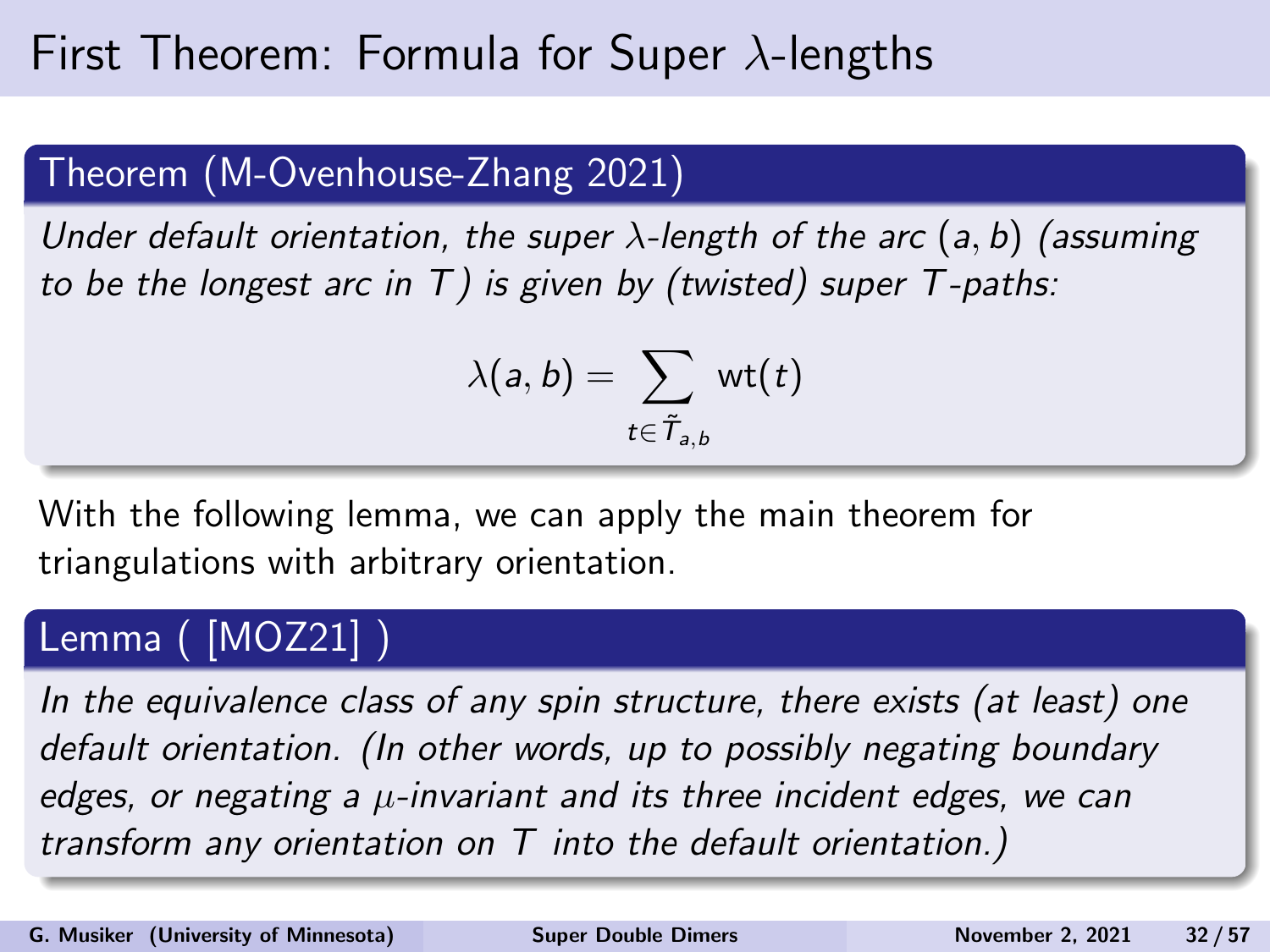# First Theorem: Formula for Super $\lambda$-lengths

**Theorem (M-Ovenhouse-Zhang 2021)**

*Under default orientation, the super $\lambda$-length of the arc $(a, b)$ (assuming to be the longest arc in $T$) is given by (twisted) super $T$-paths:*

$$\lambda(a, b) = \sum_{t \in \tilde{T}_{a,b}} \mathrm{wt}(t)$$

With the following lemma, we can apply the main theorem for triangulations with arbitrary orientation.

**Lemma ( [MOZ21] )**

*In the equivalence class of any spin structure, there exists (at least) one default orientation. (In other words, up to possibly negating boundary edges, or negating a $\mu$-invariant and its three incident edges, we can transform any orientation on $T$ into the default orientation.)*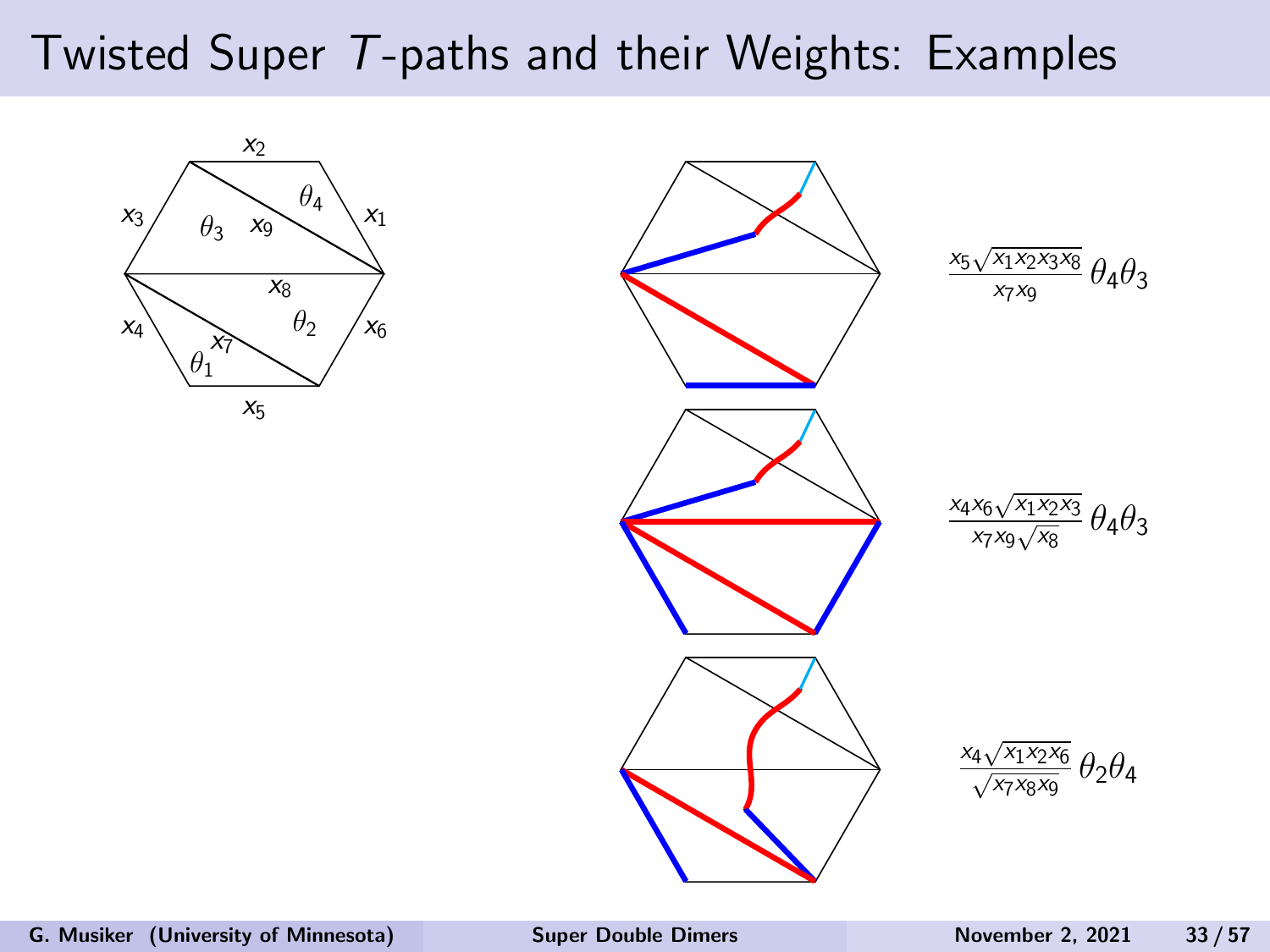# Twisted Super $T$-paths and their Weights: Examples

$$\frac{x_5\sqrt{x_1x_2x_3x_8}}{x_7x_9}\,\theta_4\theta_3$$

$$\frac{x_4x_6\sqrt{x_1x_2x_3}}{x_7x_9\sqrt{x_8}}\,\theta_4\theta_3$$

$$\frac{x_4\sqrt{x_1x_2x_6}}{\sqrt{x_7x_8x_9}}\,\theta_2\theta_4$$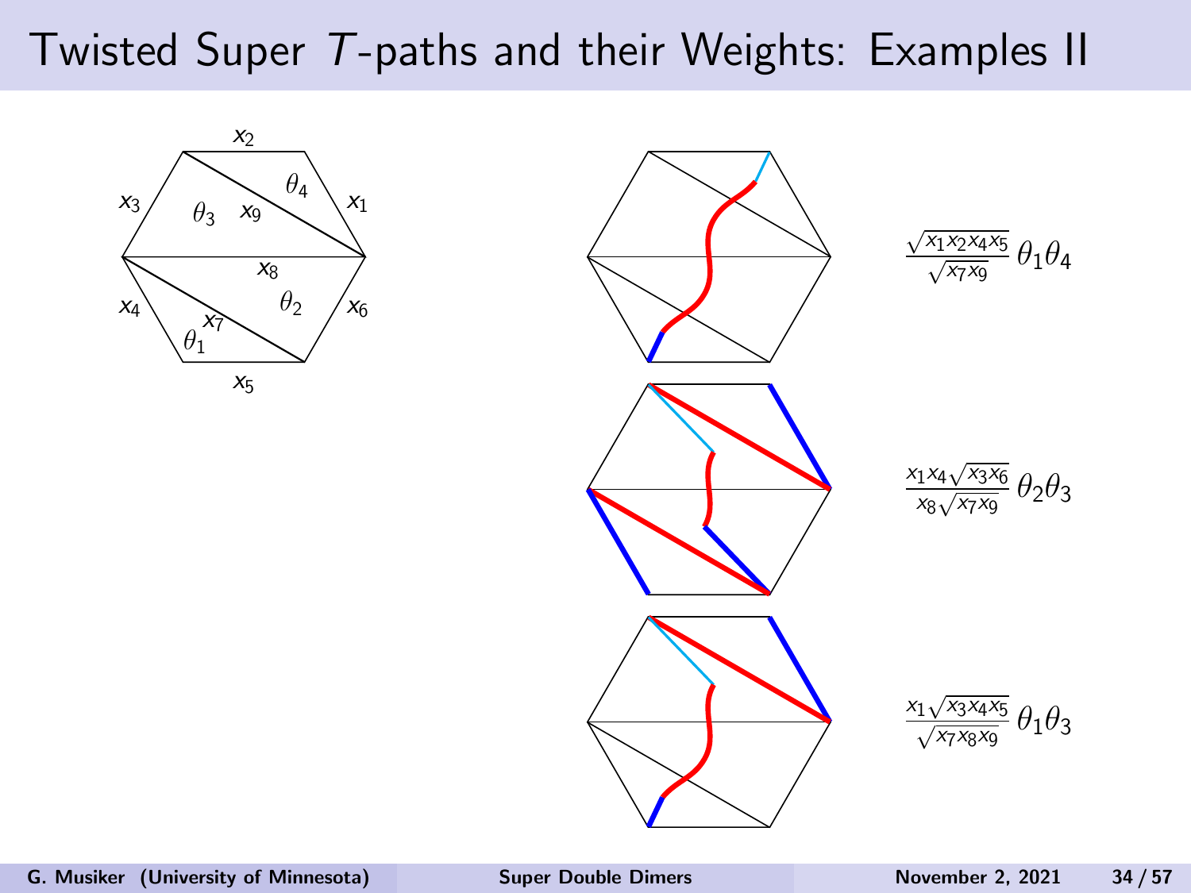# Twisted Super $T$-paths and their Weights: Examples II

$$\frac{\sqrt{x_1 x_2 x_4 x_5}}{\sqrt{x_7 x_9}}\,\theta_1\theta_4$$

$$\frac{x_1 x_4 \sqrt{x_3 x_6}}{x_8 \sqrt{x_7 x_9}}\,\theta_2\theta_3$$

$$\frac{x_1 \sqrt{x_3 x_4 x_5}}{\sqrt{x_7 x_8 x_9}}\,\theta_1\theta_3$$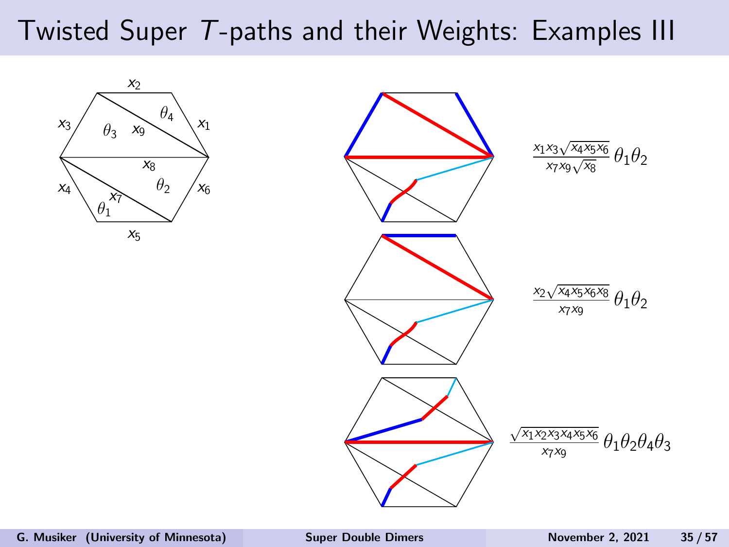# Twisted Super $T$-paths and their Weights: Examples III

$$\frac{x_1 x_3 \sqrt{x_4 x_5 x_6}}{x_7 x_9 \sqrt{x_8}}\,\theta_1\theta_2$$

$$\frac{x_2 \sqrt{x_4 x_5 x_6 x_8}}{x_7 x_9}\,\theta_1\theta_2$$

$$\frac{\sqrt{x_1 x_2 x_3 x_4 x_5 x_6}}{x_7 x_9}\,\theta_1\theta_2\theta_4\theta_3$$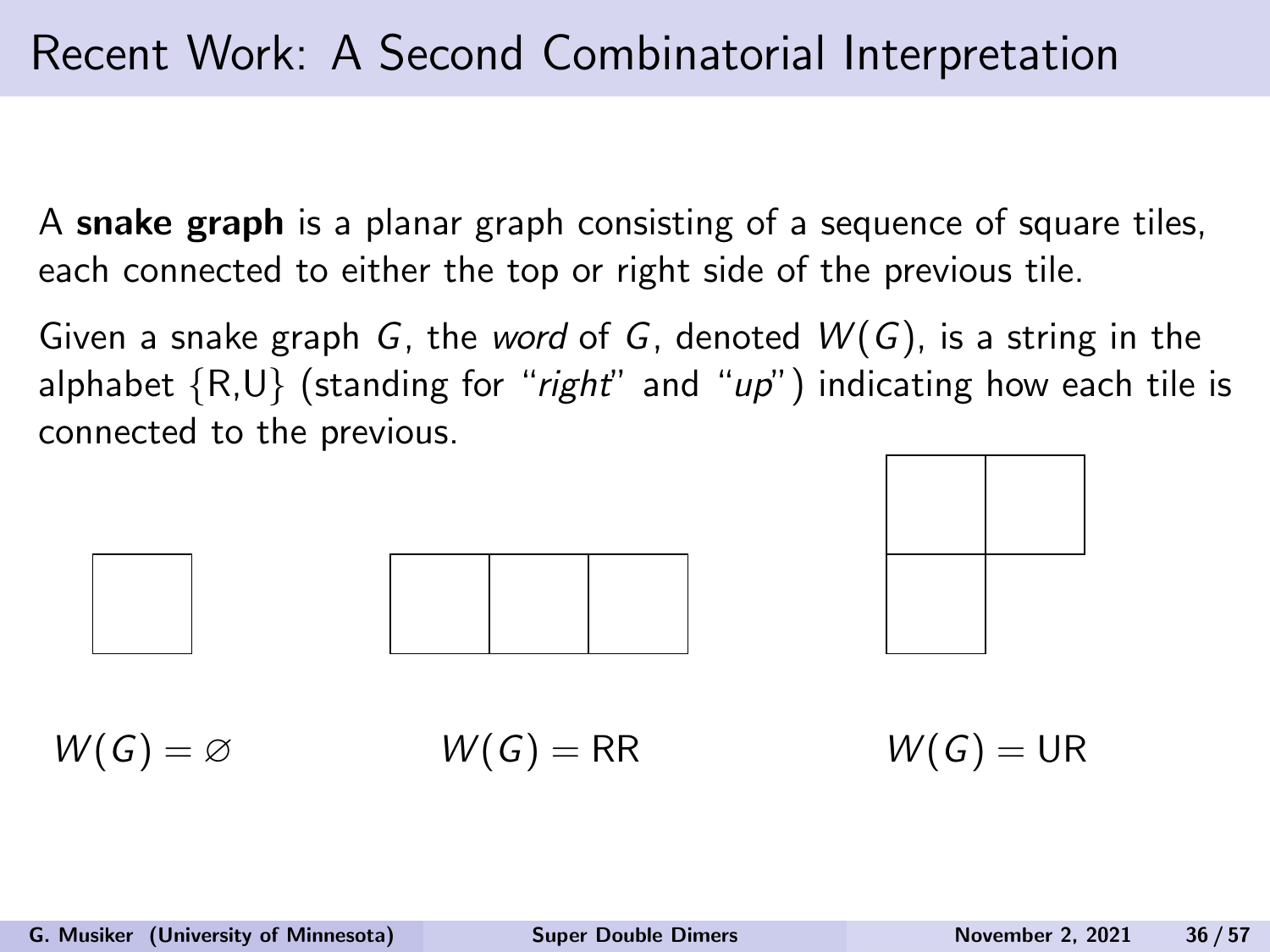# Recent Work: A Second Combinatorial Interpretation

A **snake graph** is a planar graph consisting of a sequence of square tiles, each connected to either the top or right side of the previous tile.

Given a snake graph $G$, the *word* of $G$, denoted $W(G)$, is a string in the alphabet {R,U} (standing for "*right*" and "*up*") indicating how each tile is connected to the previous.

$W(G) = \varnothing$ $\quad$ $W(G) = \text{RR}$ $\quad$ $W(G) = \text{UR}$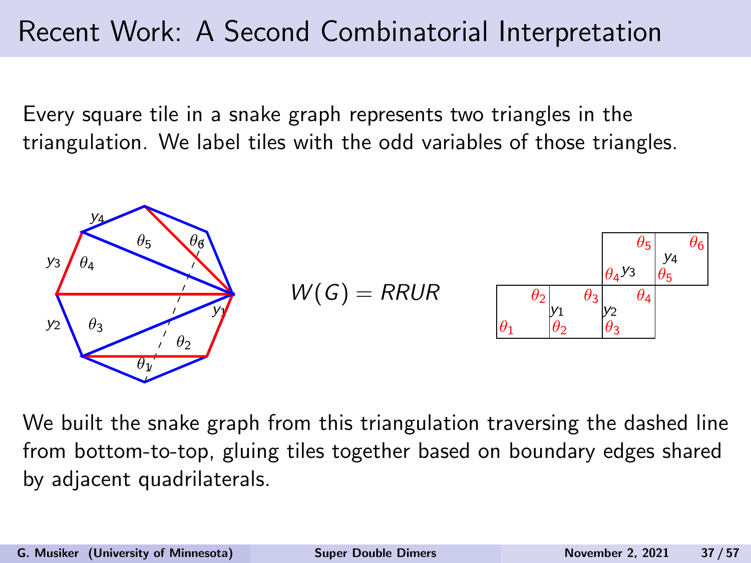# Recent Work: A Second Combinatorial Interpretation

Every square tile in a snake graph represents two triangles in the triangulation. We label tiles with the odd variables of those triangles.

$$W(G) = RRUR$$

We built the snake graph from this triangulation traversing the dashed line from bottom-to-top, gluing tiles together based on boundary edges shared by adjacent quadrilaterals.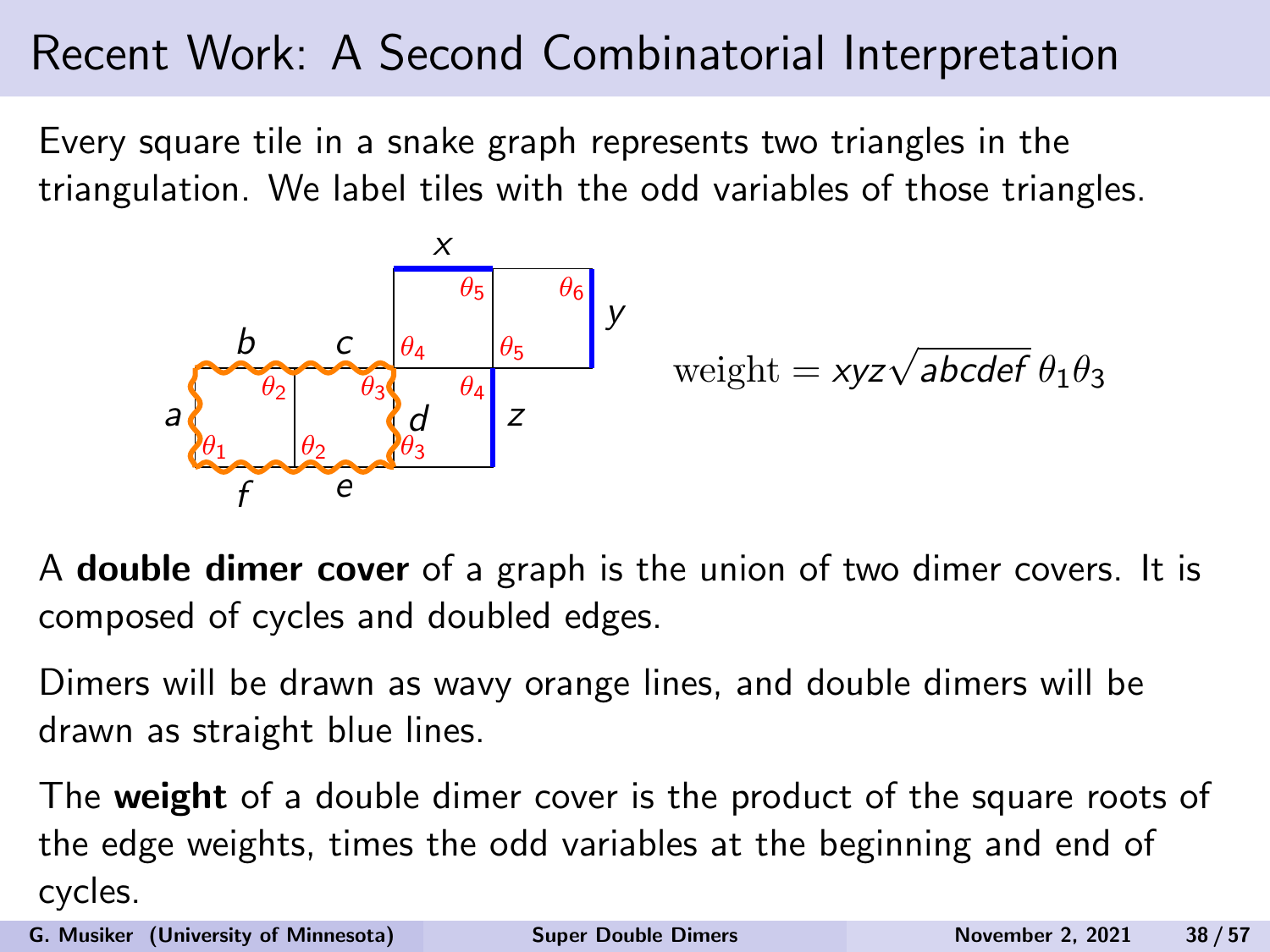# Recent Work: A Second Combinatorial Interpretation

Every square tile in a snake graph represents two triangles in the triangulation. We label tiles with the odd variables of those triangles.

$$\text{weight} = xyz\sqrt{abcdef}\,\theta_1\theta_3$$

A **double dimer cover** of a graph is the union of two dimer covers. It is composed of cycles and doubled edges.

Dimers will be drawn as wavy orange lines, and double dimers will be drawn as straight blue lines.

The **weight** of a double dimer cover is the product of the square roots of the edge weights, times the odd variables at the beginning and end of cycles.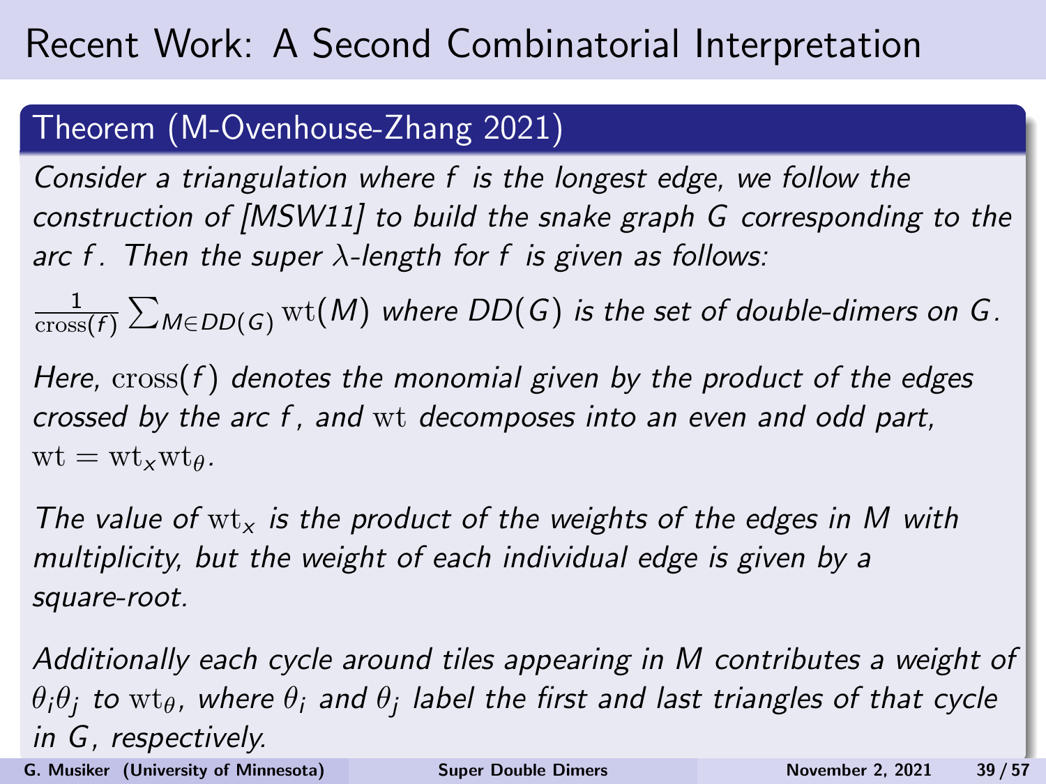# Recent Work: A Second Combinatorial Interpretation

**Theorem (M-Ovenhouse-Zhang 2021)**

*Consider a triangulation where $f$ is the longest edge, we follow the construction of [MSW11] to build the snake graph $G$ corresponding to the arc $f$. Then the super $\lambda$-length for $f$ is given as follows:*

$\frac{1}{\mathrm{cross}(f)} \sum_{M \in DD(G)} \mathrm{wt}(M)$ *where $DD(G)$ is the set of double-dimers on $G$.*

*Here, $\mathrm{cross}(f)$ denotes the monomial given by the product of the edges crossed by the arc $f$, and $\mathrm{wt}$ decomposes into an even and odd part, $\mathrm{wt} = \mathrm{wt}_x \mathrm{wt}_\theta$.*

*The value of $\mathrm{wt}_x$ is the product of the weights of the edges in $M$ with multiplicity, but the weight of each individual edge is given by a square-root.*

*Additionally each cycle around tiles appearing in $M$ contributes a weight of $\theta_i \theta_j$ to $\mathrm{wt}_\theta$, where $\theta_i$ and $\theta_j$ label the first and last triangles of that cycle in $G$, respectively.*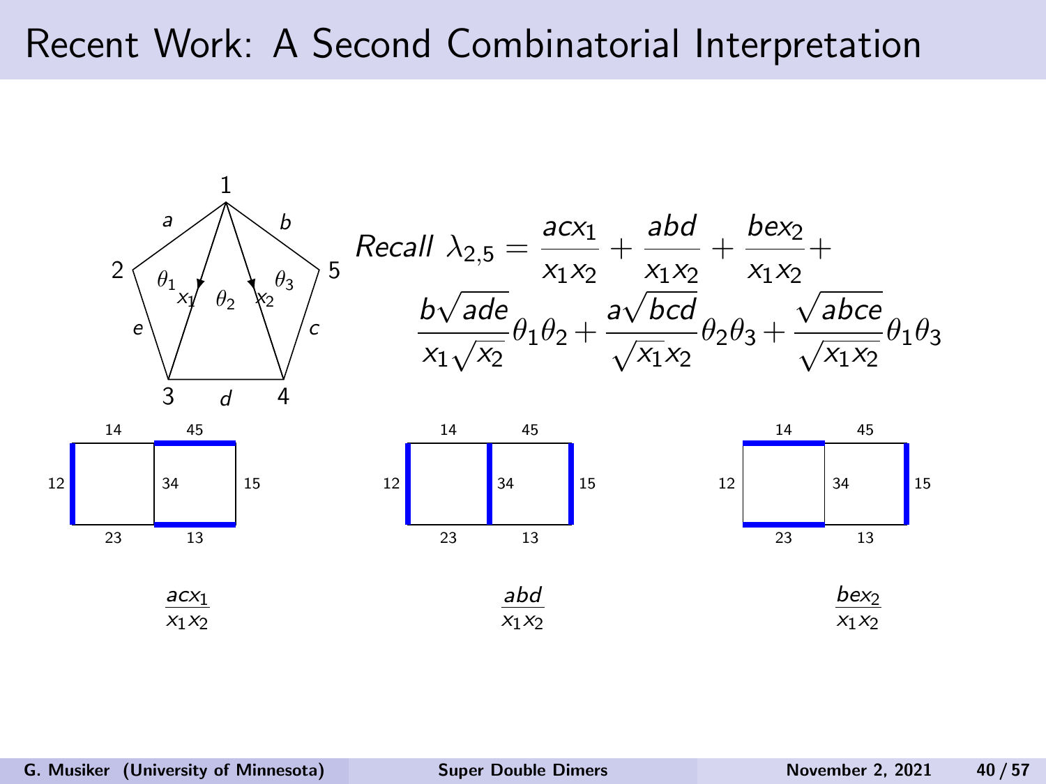# Recent Work: A Second Combinatorial Interpretation

$$\text{Recall } \lambda_{2,5} = \frac{acx_1}{x_1x_2} + \frac{abd}{x_1x_2} + \frac{bex_2}{x_1x_2} + \frac{b\sqrt{ade}}{x_1\sqrt{x_2}}\theta_1\theta_2 + \frac{a\sqrt{bcd}}{\sqrt{x_1}x_2}\theta_2\theta_3 + \frac{\sqrt{abce}}{\sqrt{x_1x_2}}\theta_1\theta_3$$

$\frac{acx_1}{x_1x_2}$ $\qquad$ $\frac{abd}{x_1x_2}$ $\qquad$ $\frac{bex_2}{x_1x_2}$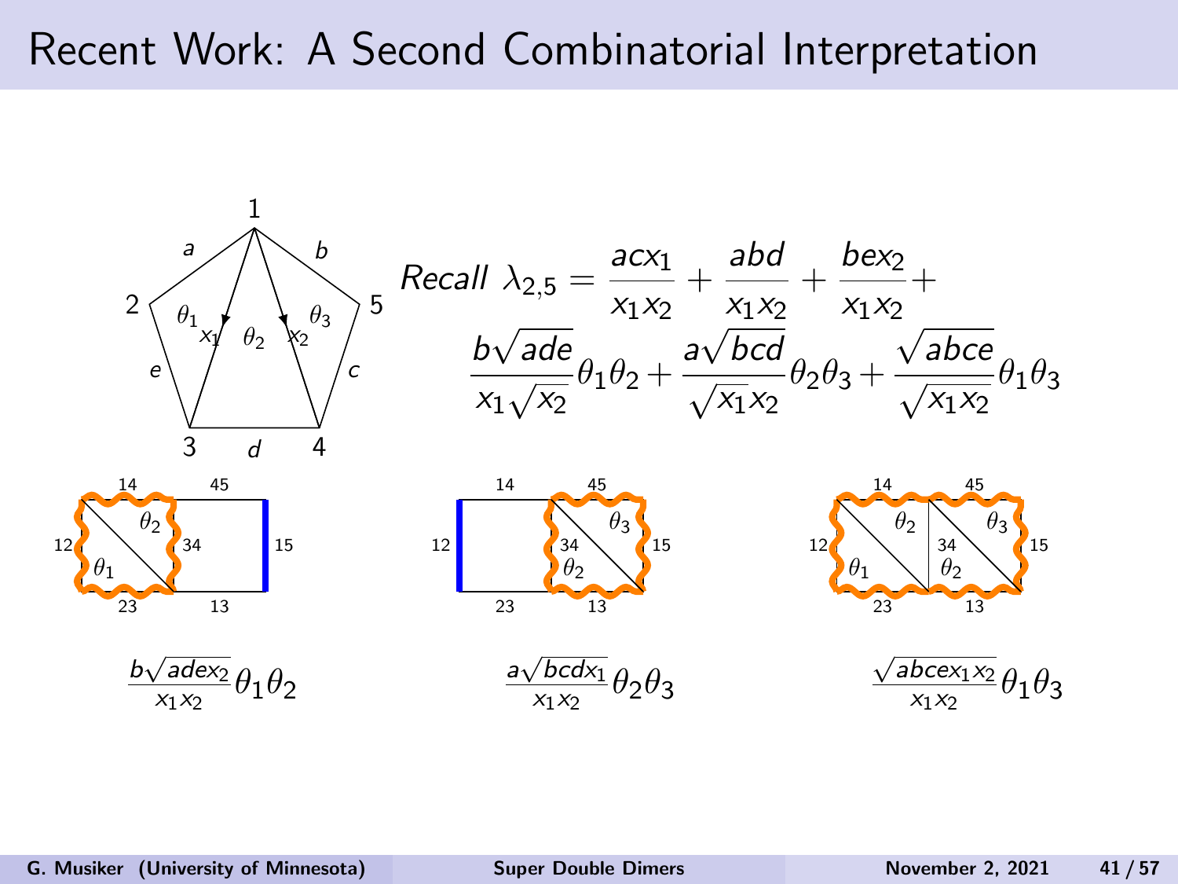# Recent Work: A Second Combinatorial Interpretation

$$Recall\ \lambda_{2,5} = \frac{acx_1}{x_1x_2} + \frac{abd}{x_1x_2} + \frac{bex_2}{x_1x_2} + \frac{b\sqrt{ade}}{x_1\sqrt{x_2}}\theta_1\theta_2 + \frac{a\sqrt{bcd}}{\sqrt{x_1}x_2}\theta_2\theta_3 + \frac{\sqrt{abce}}{\sqrt{x_1x_2}}\theta_1\theta_3$$

$$\frac{b\sqrt{adex_2}}{x_1x_2}\theta_1\theta_2 \qquad \frac{a\sqrt{bcdx_1}}{x_1x_2}\theta_2\theta_3 \qquad \frac{\sqrt{abcex_1x_2}}{x_1x_2}\theta_1\theta_3$$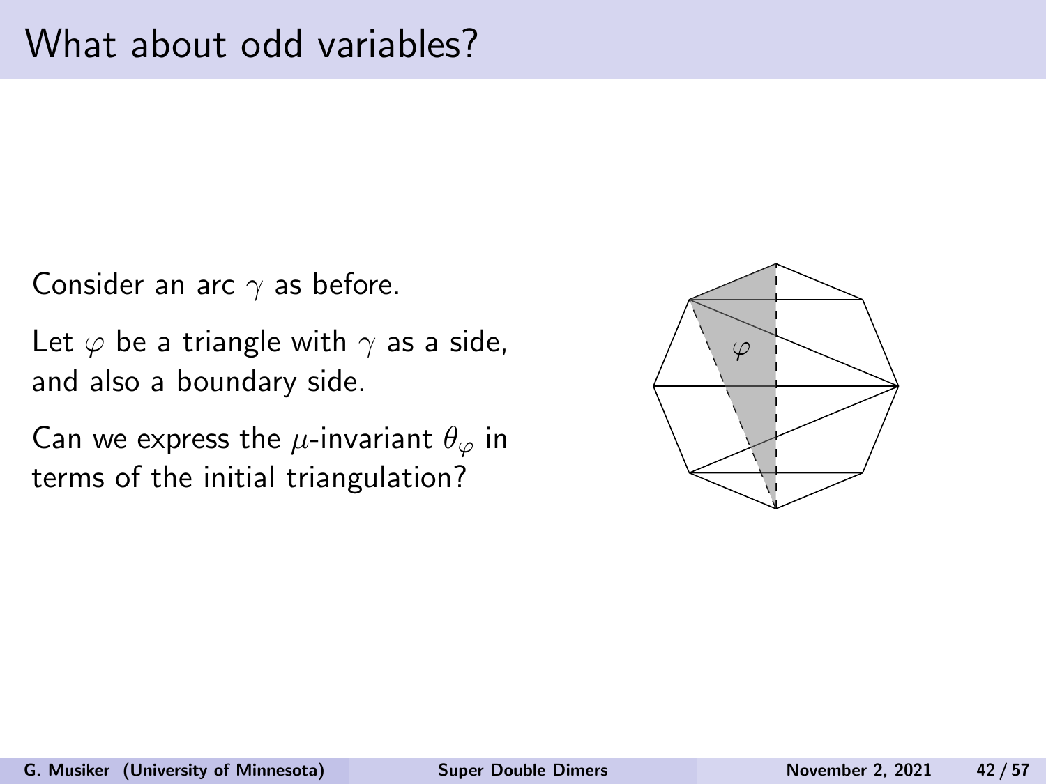# What about odd variables?

Consider an arc $\gamma$ as before.

Let $\varphi$ be a triangle with $\gamma$ as a side, and also a boundary side.

Can we express the $\mu$-invariant $\theta_\varphi$ in terms of the initial triangulation?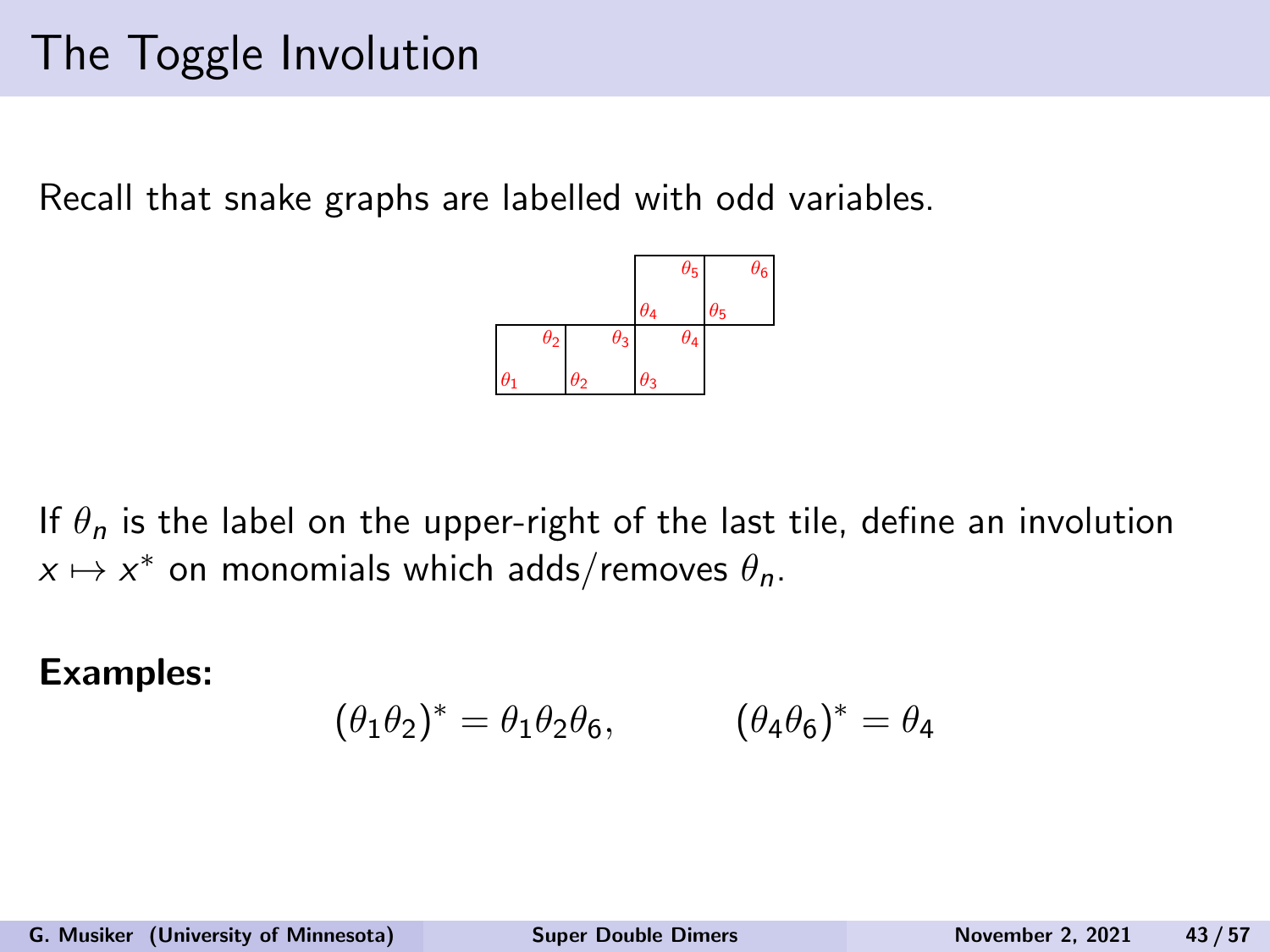# The Toggle Involution

Recall that snake graphs are labelled with odd variables.

If $\theta_n$ is the label on the upper-right of the last tile, define an involution $x \mapsto x^*$ on monomials which adds/removes $\theta_n$.

**Examples:**

$$(\theta_1\theta_2)^* = \theta_1\theta_2\theta_6, \qquad (\theta_4\theta_6)^* = \theta_4$$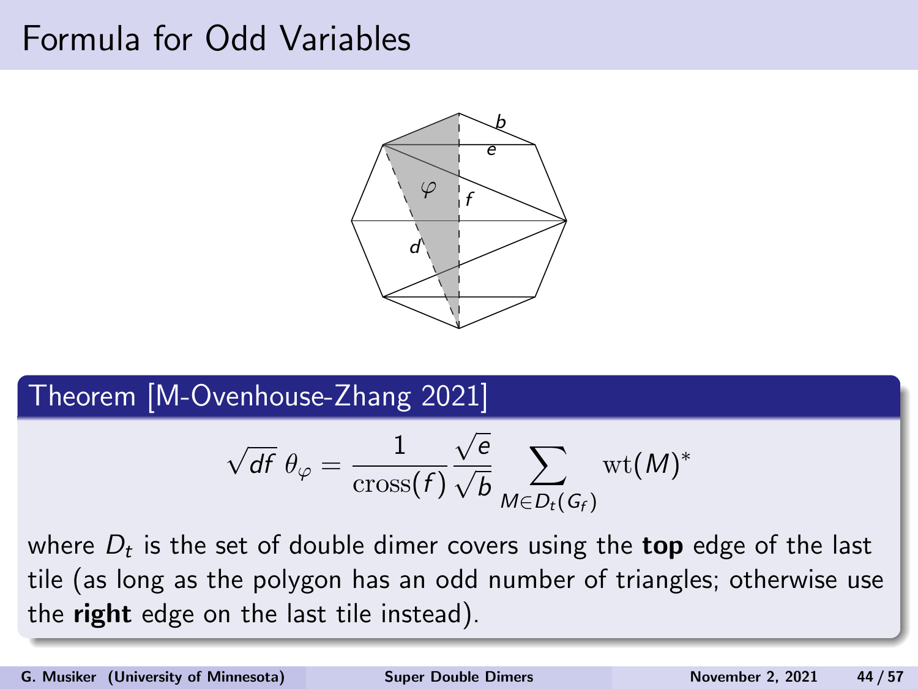# Formula for Odd Variables

## Theorem [M-Ovenhouse-Zhang 2021]

$$\sqrt{df}\,\theta_\varphi = \frac{1}{\mathrm{cross}(f)} \frac{\sqrt{e}}{\sqrt{b}} \sum_{M \in D_t(G_f)} \mathrm{wt}(M)^*$$

where $D_t$ is the set of double dimer covers using the **top** edge of the last tile (as long as the polygon has an odd number of triangles; otherwise use the **right** edge on the last tile instead).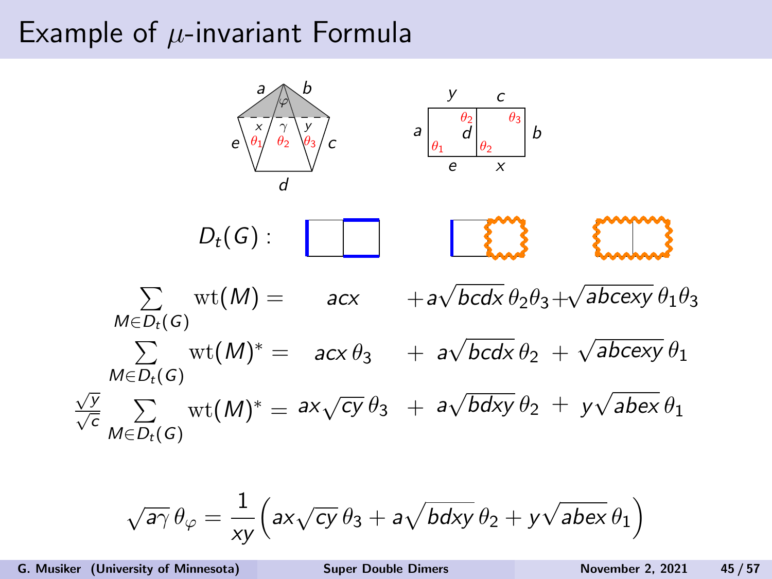# Example of $\mu$-invariant Formula

$D_t(G)$ :

$$\sum_{M \in D_t(G)} \mathrm{wt}(M) = \quad acx \quad + a\sqrt{bcdx}\,\theta_2\theta_3 + \sqrt{abcexy}\,\theta_1\theta_3$$

$$\sum_{M \in D_t(G)} \mathrm{wt}(M)^* = \quad acx\,\theta_3 \quad + \; a\sqrt{bcdx}\,\theta_2 \; + \; \sqrt{abcexy}\,\theta_1$$

$$\frac{\sqrt{y}}{\sqrt{c}} \sum_{M \in D_t(G)} \mathrm{wt}(M)^* = ax\sqrt{cy}\,\theta_3 \; + \; a\sqrt{bdxy}\,\theta_2 \; + \; y\sqrt{abex}\,\theta_1$$

$$\sqrt{a\gamma}\,\theta_\varphi = \frac{1}{xy}\Big(ax\sqrt{cy}\,\theta_3 + a\sqrt{bdxy}\,\theta_2 + y\sqrt{abex}\,\theta_1\Big)$$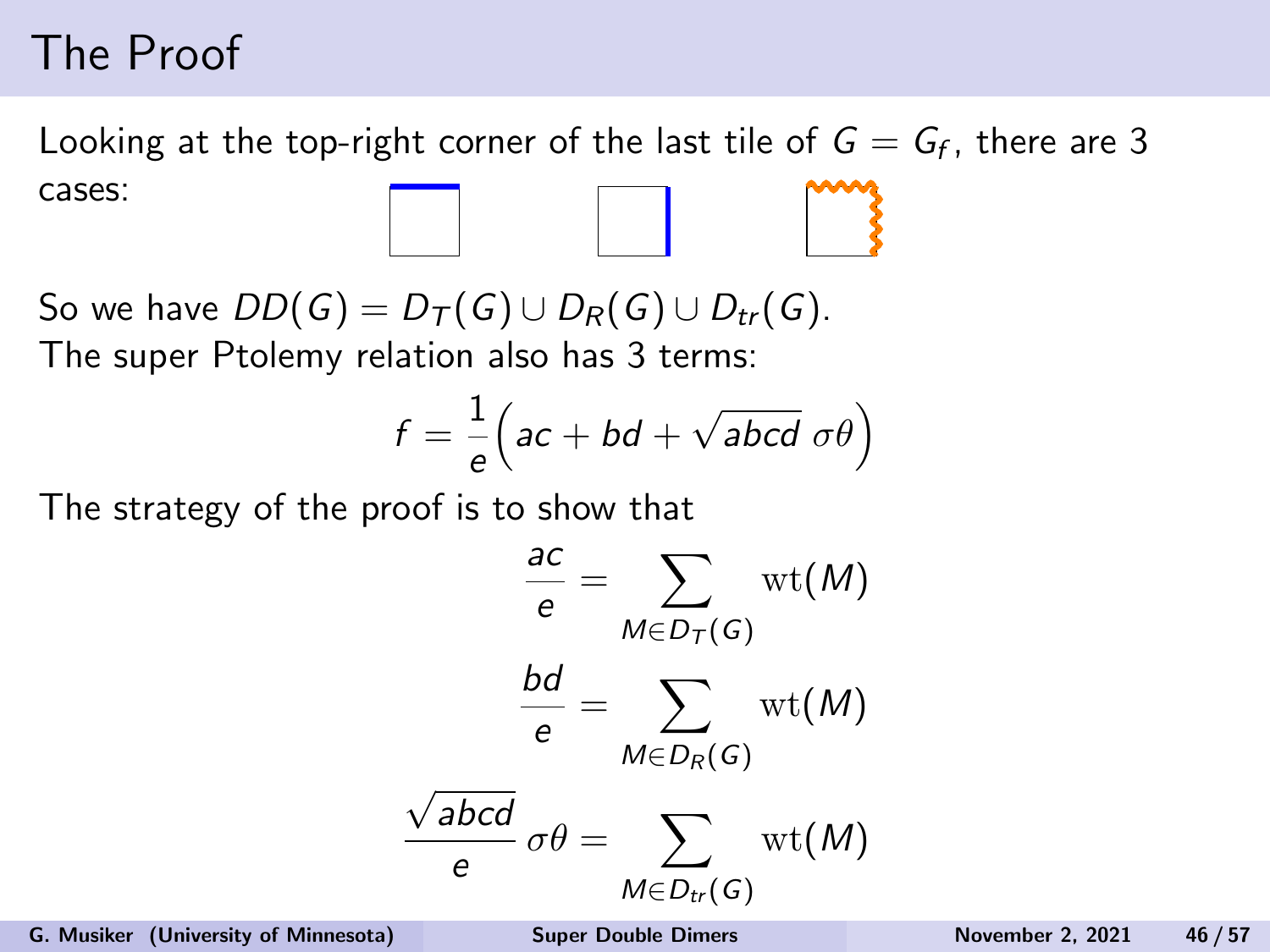# The Proof

Looking at the top-right corner of the last tile of $G = G_f$, there are 3 cases:

So we have $DD(G) = D_T(G) \cup D_R(G) \cup D_{tr}(G)$.
The super Ptolemy relation also has 3 terms:

$$f = \frac{1}{e}\Big(ac + bd + \sqrt{abcd}\,\sigma\theta\Big)$$

The strategy of the proof is to show that

$$\frac{ac}{e} = \sum_{M \in D_T(G)} \mathrm{wt}(M)$$

$$\frac{bd}{e} = \sum_{M \in D_R(G)} \mathrm{wt}(M)$$

$$\frac{\sqrt{abcd}}{e}\,\sigma\theta = \sum_{M \in D_{tr}(G)} \mathrm{wt}(M)$$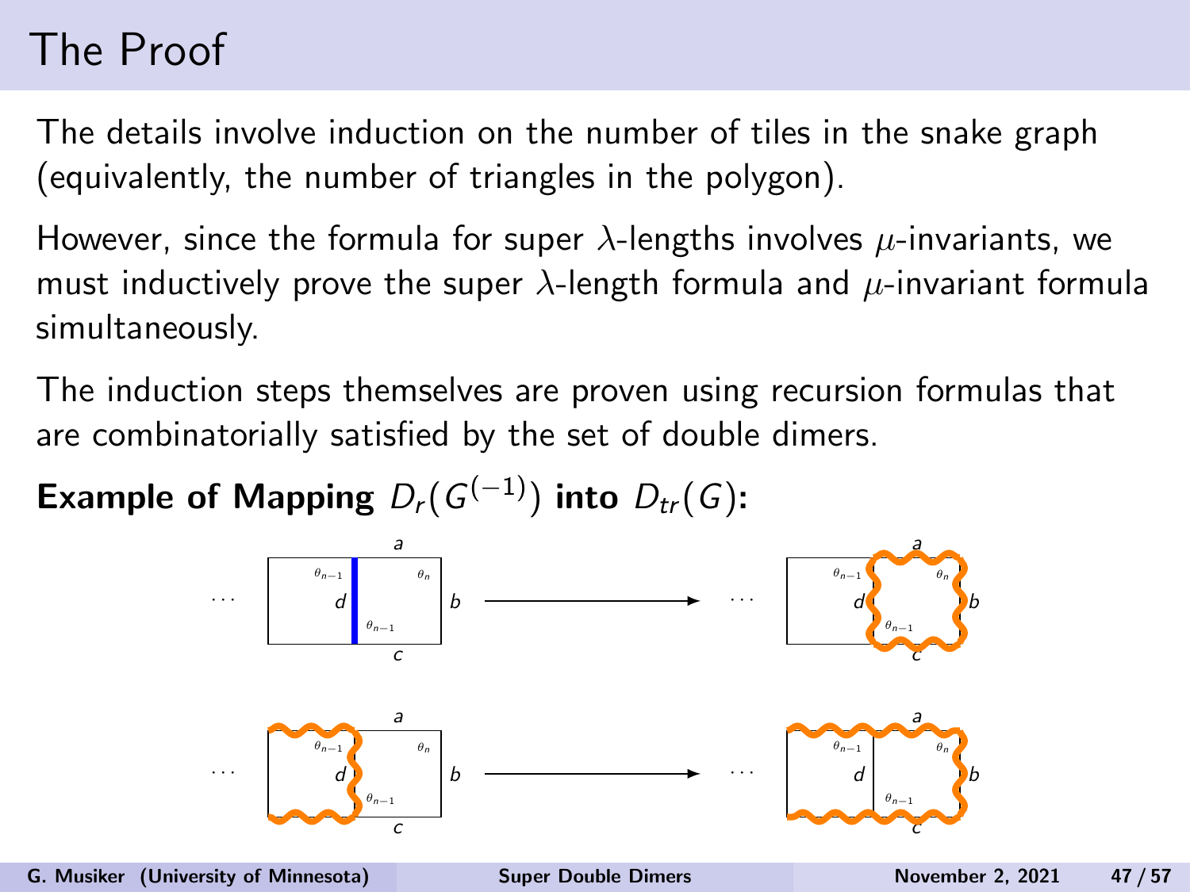# The Proof

The details involve induction on the number of tiles in the snake graph (equivalently, the number of triangles in the polygon).

However, since the formula for super $\lambda$-lengths involves $\mu$-invariants, we must inductively prove the super $\lambda$-length formula and $\mu$-invariant formula simultaneously.

The induction steps themselves are proven using recursion formulas that are combinatorially satisfied by the set of double dimers.

**Example of Mapping $D_r(G^{(-1)})$ into $D_{tr}(G)$:**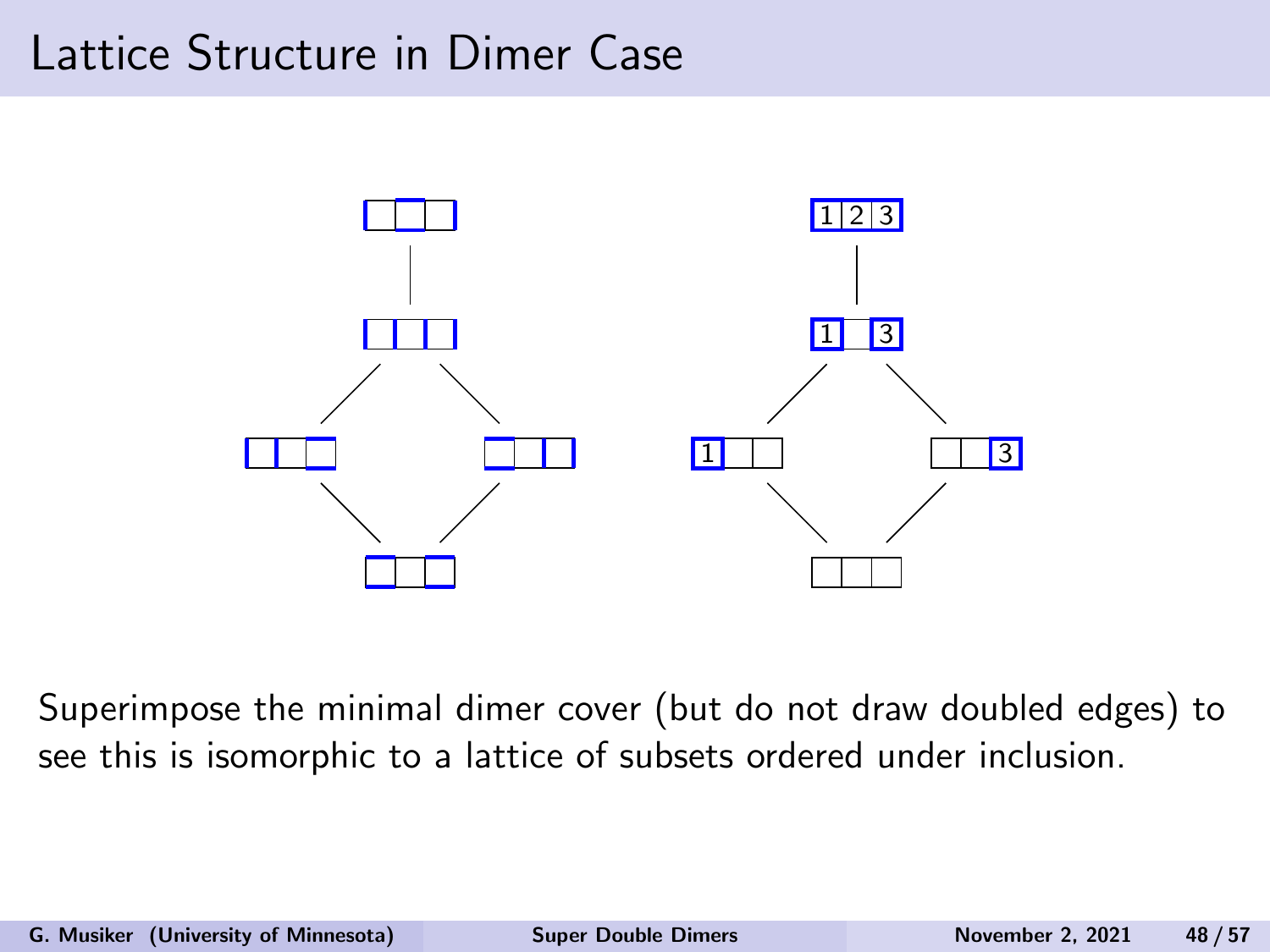# Lattice Structure in Dimer Case

Superimpose the minimal dimer cover (but do not draw doubled edges) to see this is isomorphic to a lattice of subsets ordered under inclusion.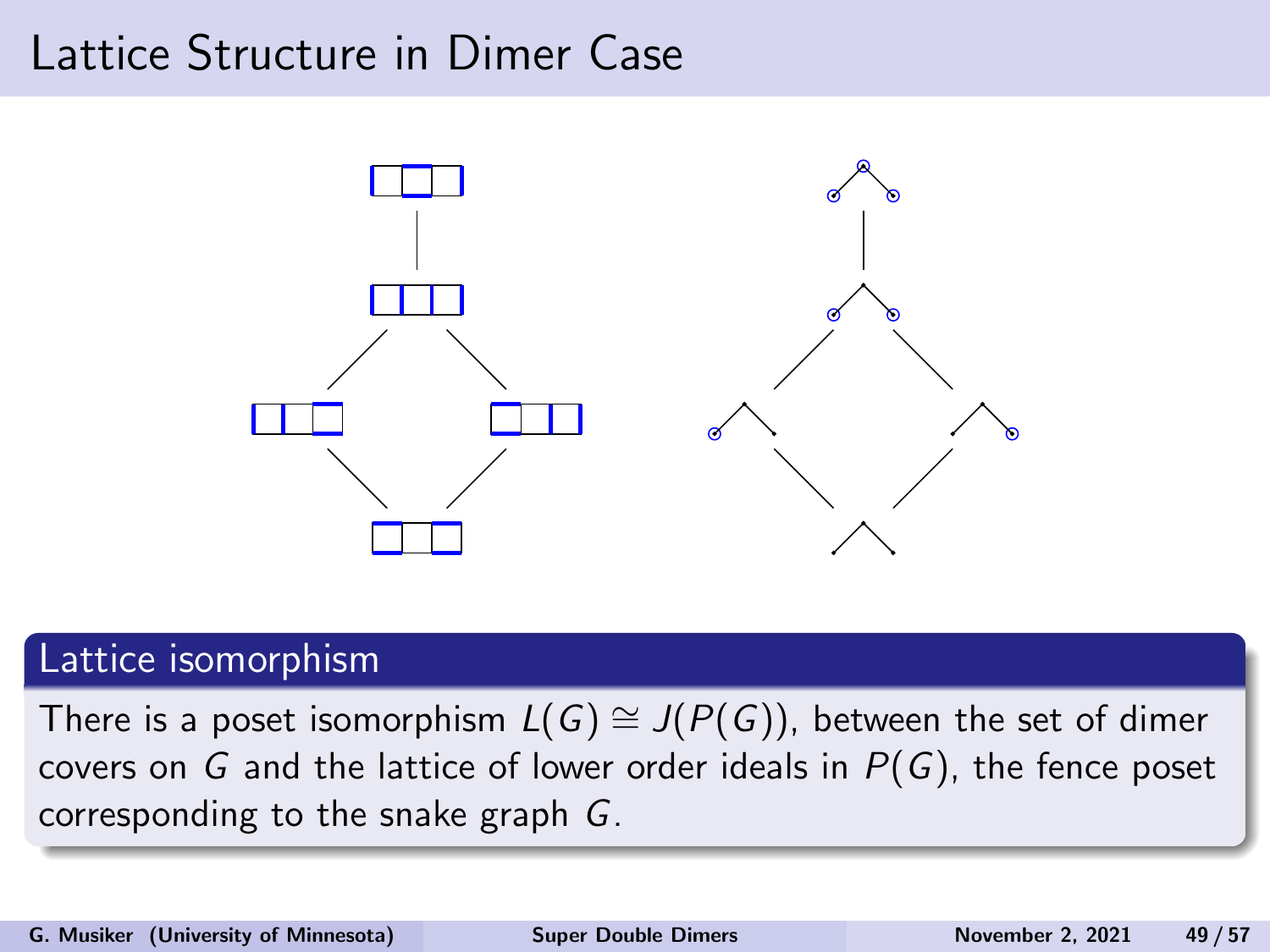# Lattice Structure in Dimer Case

## Lattice isomorphism

There is a poset isomorphism $L(G) \cong J(P(G))$, between the set of dimer covers on $G$ and the lattice of lower order ideals in $P(G)$, the fence poset corresponding to the snake graph $G$.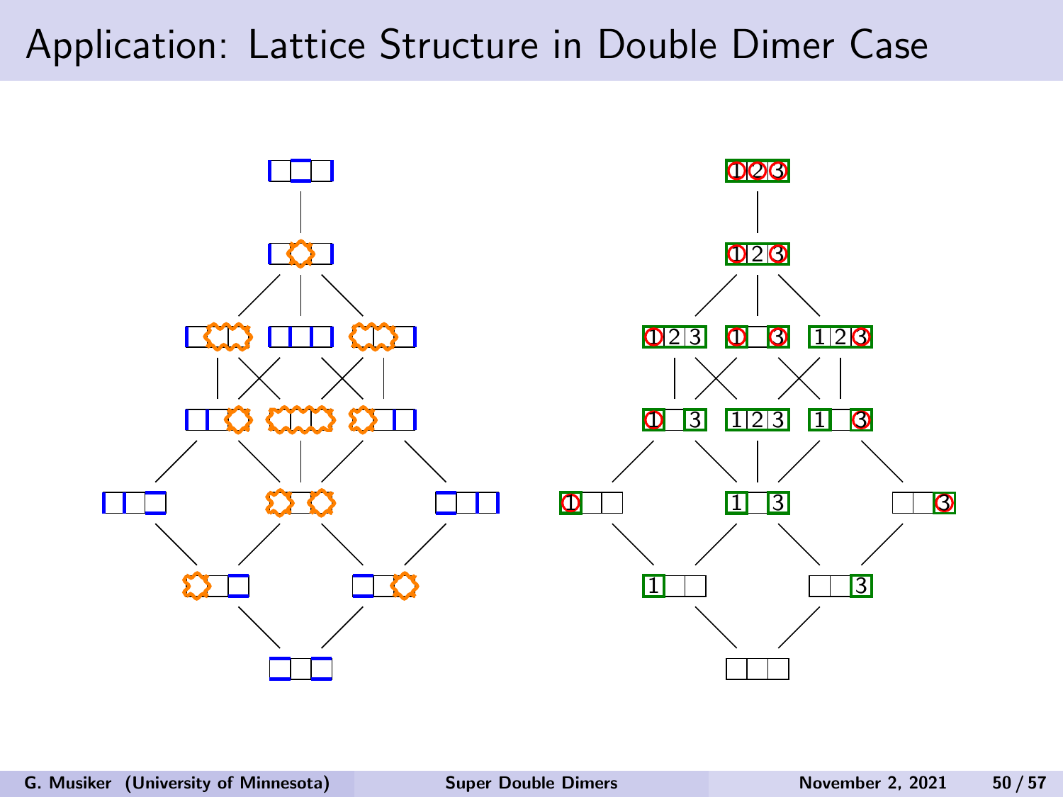# Application: Lattice Structure in Double Dimer Case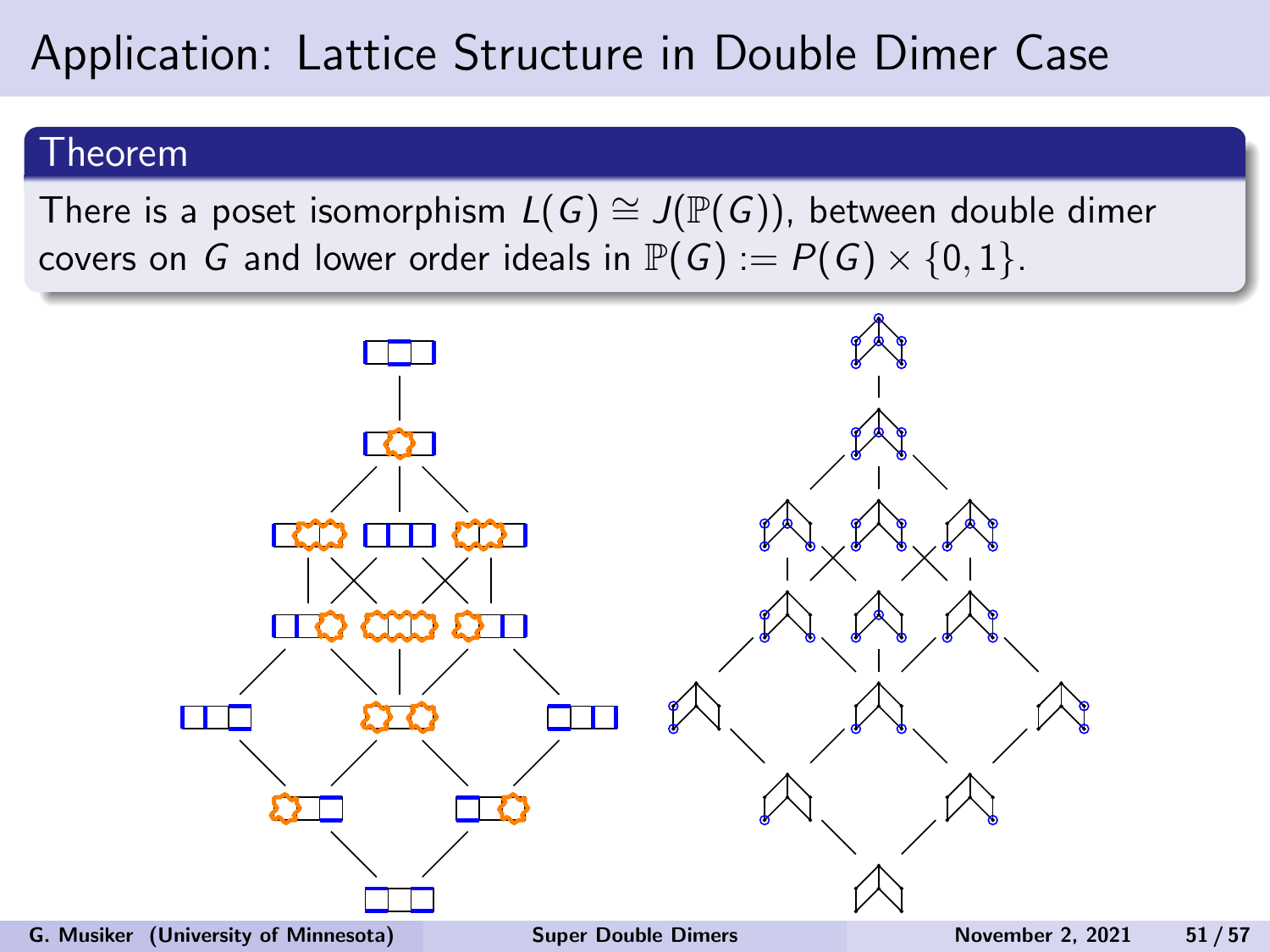# Application: Lattice Structure in Double Dimer Case

**Theorem**

There is a poset isomorphism $L(G) \cong J(\mathbb{P}(G))$, between double dimer covers on $G$ and lower order ideals in $\mathbb{P}(G) := P(G) \times \{0, 1\}$.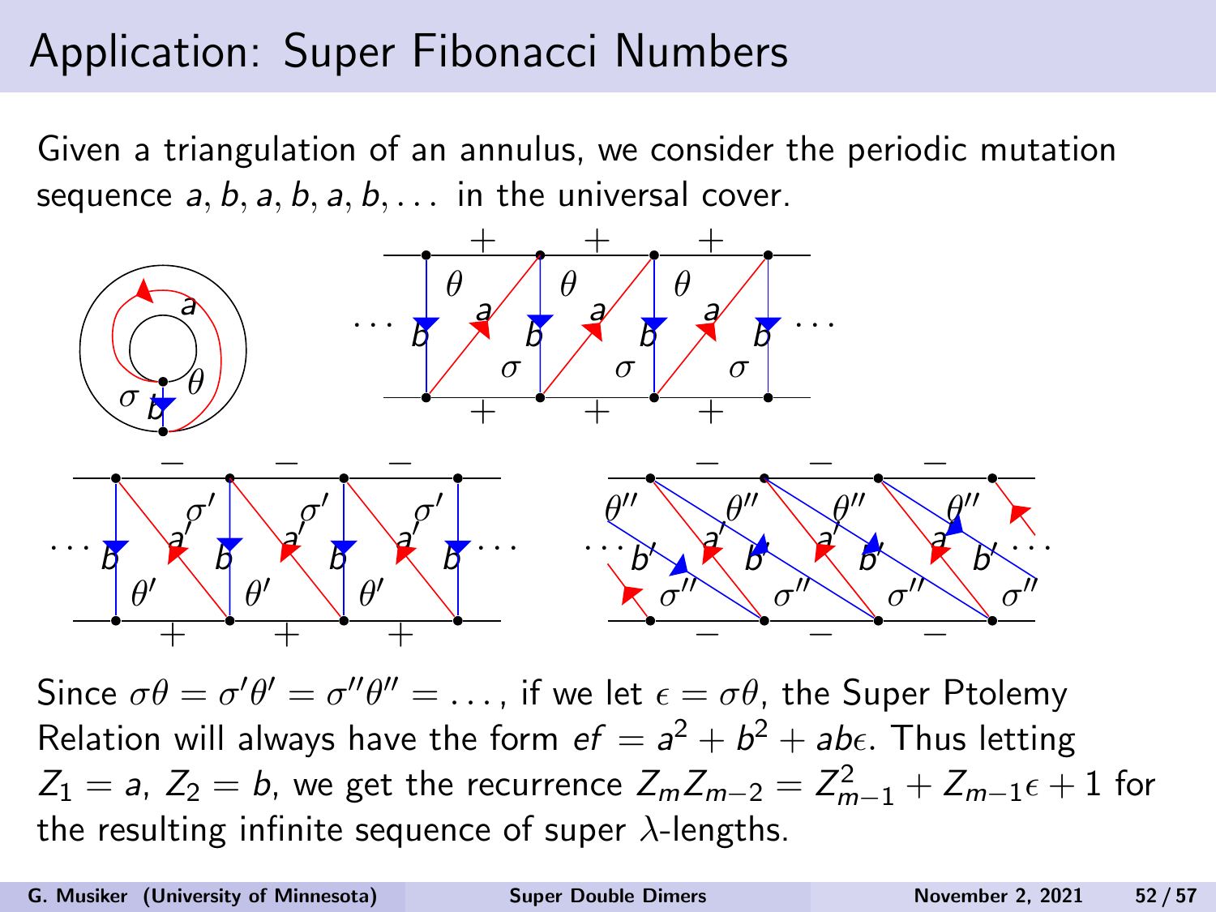# Application: Super Fibonacci Numbers

Given a triangulation of an annulus, we consider the periodic mutation sequence $a, b, a, b, a, b, \ldots$ in the universal cover.

Since $\sigma\theta = \sigma'\theta' = \sigma''\theta'' = \ldots$, if we let $\epsilon = \sigma\theta$, the Super Ptolemy Relation will always have the form $ef = a^2 + b^2 + ab\epsilon$. Thus letting $Z_1 = a$, $Z_2 = b$, we get the recurrence $Z_m Z_{m-2} = Z_{m-1}^2 + Z_{m-1}\epsilon + 1$ for the resulting infinite sequence of super $\lambda$-lengths.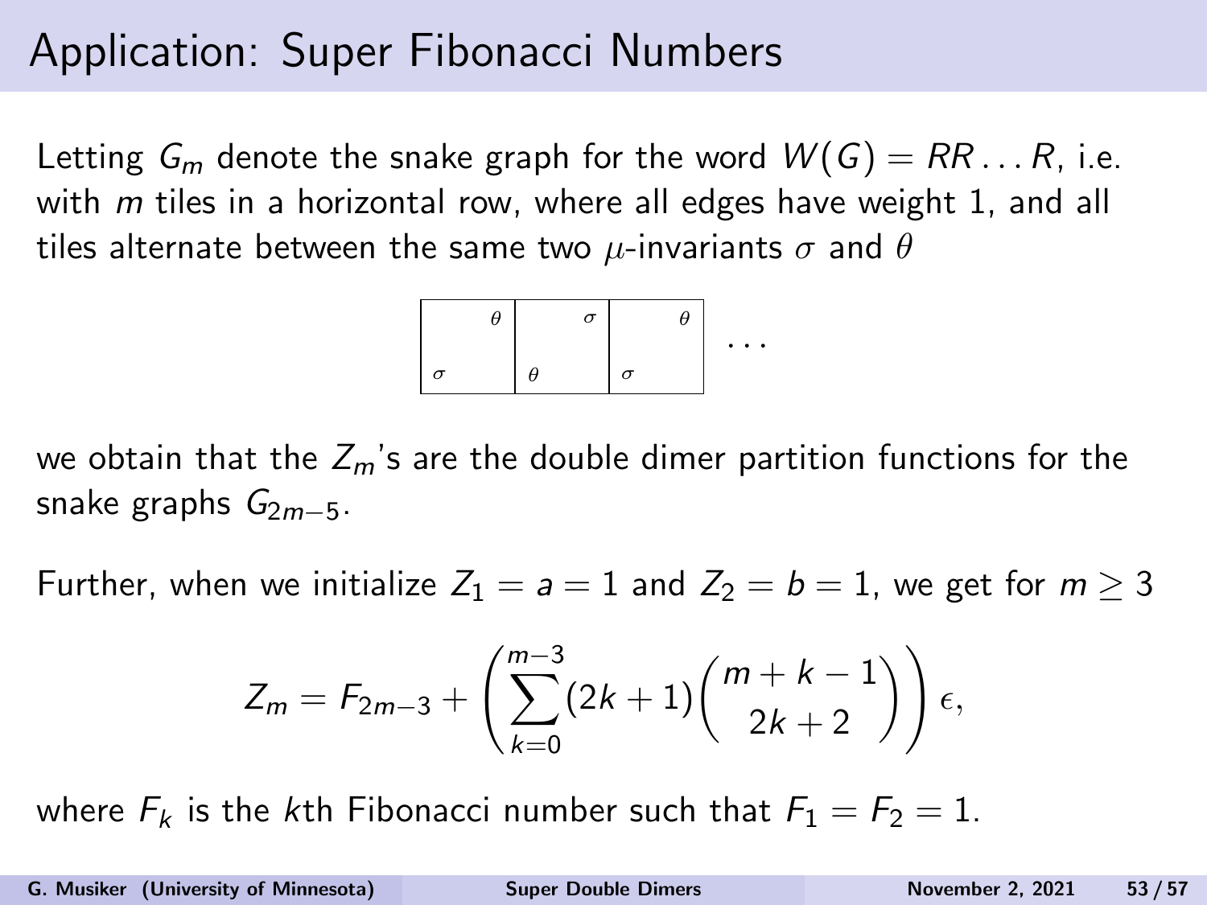# Application: Super Fibonacci Numbers

Letting $G_m$ denote the snake graph for the word $W(G) = RR \ldots R$, i.e. with $m$ tiles in a horizontal row, where all edges have weight 1, and all tiles alternate between the same two $\mu$-invariants $\sigma$ and $\theta$

| $\sigma$ $\theta$ | $\theta$ $\sigma$ | $\sigma$ $\theta$ | $\ldots$ |
|---|---|---|---|

we obtain that the $Z_m$'s are the double dimer partition functions for the snake graphs $G_{2m-5}$.

Further, when we initialize $Z_1 = a = 1$ and $Z_2 = b = 1$, we get for $m \geq 3$

$$Z_m = F_{2m-3} + \left( \sum_{k=0}^{m-3} (2k+1) \binom{m+k-1}{2k+2} \right) \epsilon,$$

where $F_k$ is the $k$th Fibonacci number such that $F_1 = F_2 = 1$.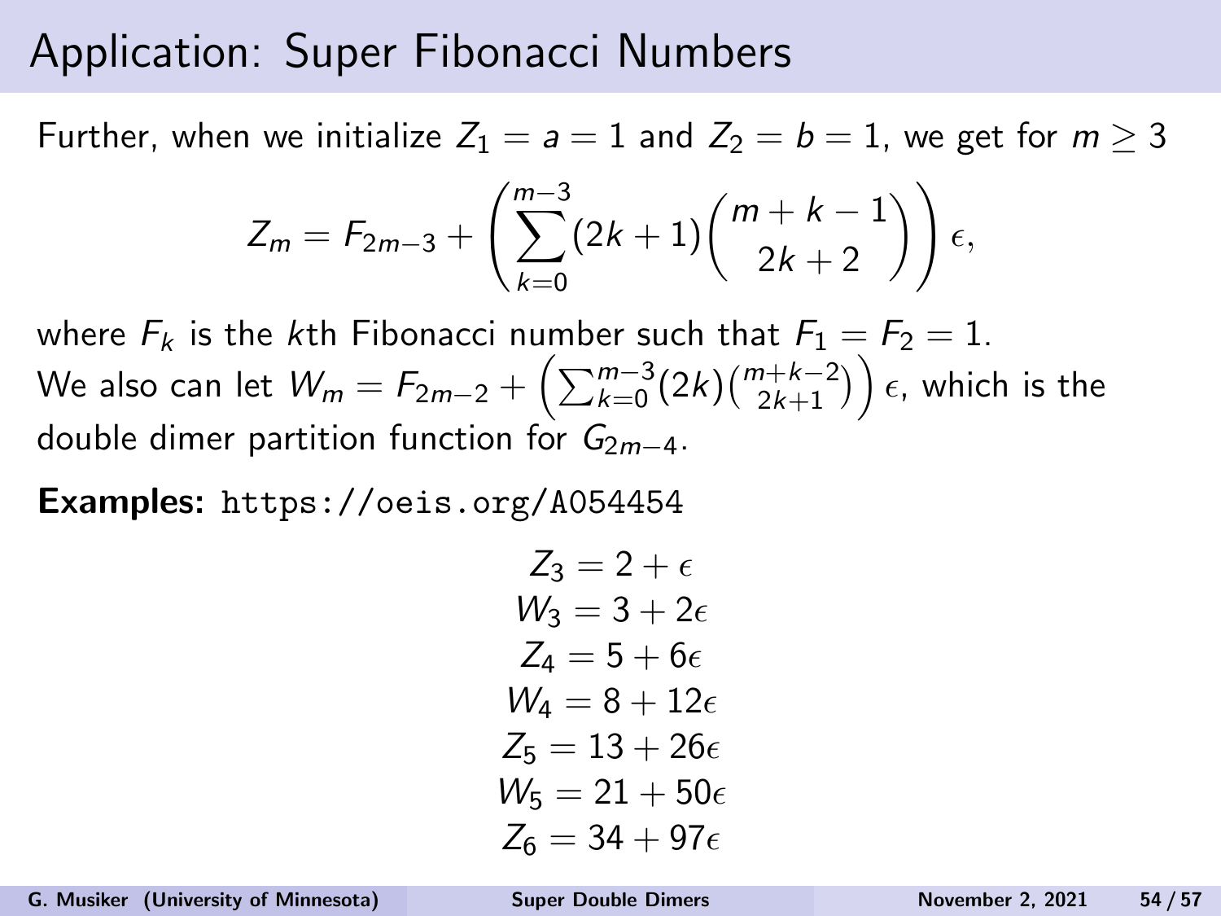# Application: Super Fibonacci Numbers

Further, when we initialize $Z_1 = a = 1$ and $Z_2 = b = 1$, we get for $m \geq 3$

$$Z_m = F_{2m-3} + \left( \sum_{k=0}^{m-3} (2k+1) \binom{m+k-1}{2k+2} \right) \epsilon,$$

where $F_k$ is the $k$th Fibonacci number such that $F_1 = F_2 = 1$.
We also can let $W_m = F_{2m-2} + \left( \sum_{k=0}^{m-3} (2k) \binom{m+k-2}{2k+1} \right) \epsilon$, which is the double dimer partition function for $G_{2m-4}$.

**Examples:** https://oeis.org/A054454

$$Z_3 = 2 + \epsilon$$
$$W_3 = 3 + 2\epsilon$$
$$Z_4 = 5 + 6\epsilon$$
$$W_4 = 8 + 12\epsilon$$
$$Z_5 = 13 + 26\epsilon$$
$$W_5 = 21 + 50\epsilon$$
$$Z_6 = 34 + 97\epsilon$$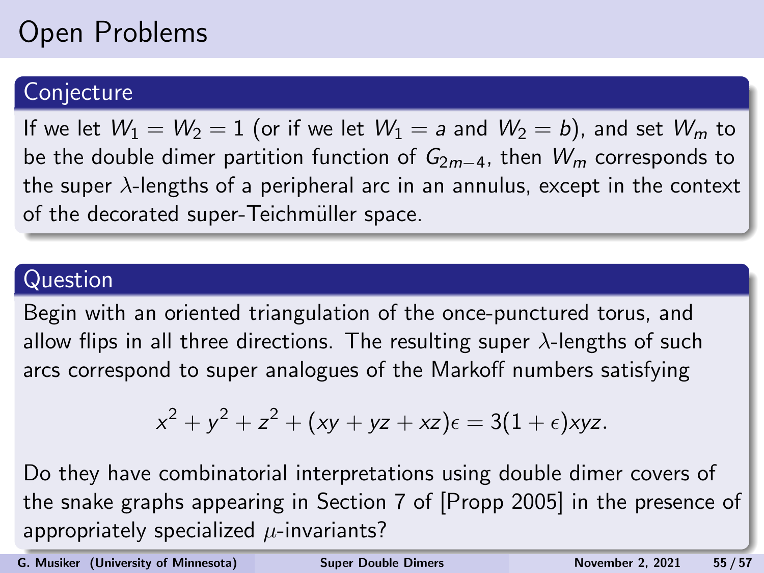# Open Problems

## Conjecture

If we let $W_1 = W_2 = 1$ (or if we let $W_1 = a$ and $W_2 = b$), and set $W_m$ to be the double dimer partition function of $G_{2m-4}$, then $W_m$ corresponds to the super $\lambda$-lengths of a peripheral arc in an annulus, except in the context of the decorated super-Teichmüller space.

## Question

Begin with an oriented triangulation of the once-punctured torus, and allow flips in all three directions. The resulting super $\lambda$-lengths of such arcs correspond to super analogues of the Markoff numbers satisfying

$$x^2 + y^2 + z^2 + (xy + yz + xz)\epsilon = 3(1 + \epsilon)xyz.$$

Do they have combinatorial interpretations using double dimer covers of the snake graphs appearing in Section 7 of [Propp 2005] in the presence of appropriately specialized $\mu$-invariants?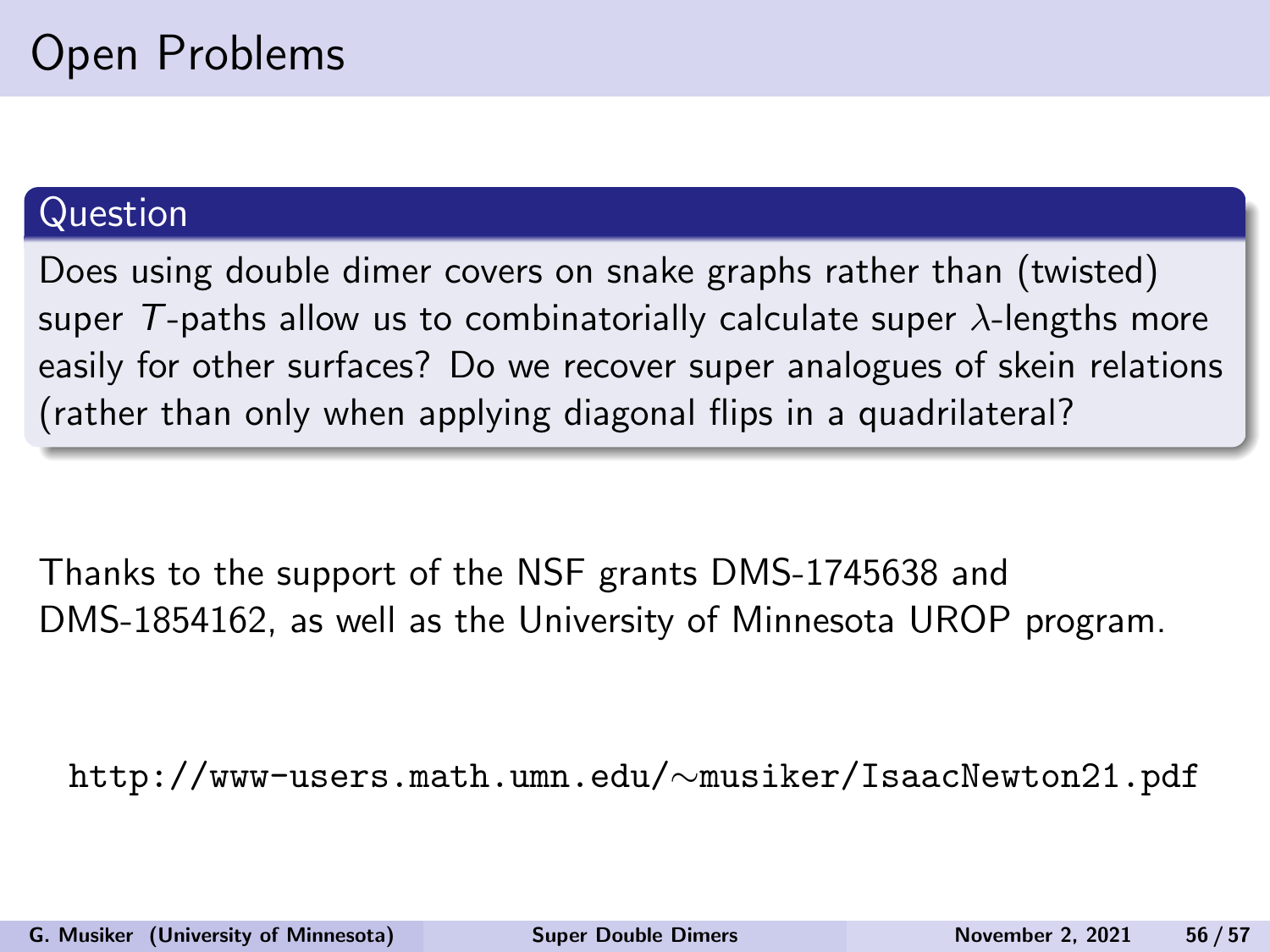# Open Problems

**Question**

Does using double dimer covers on snake graphs rather than (twisted) super $T$-paths allow us to combinatorially calculate super $\lambda$-lengths more easily for other surfaces? Do we recover super analogues of skein relations (rather than only when applying diagonal flips in a quadrilateral?

Thanks to the support of the NSF grants DMS-1745638 and DMS-1854162, as well as the University of Minnesota UROP program.

http://www-users.math.umn.edu/∼musiker/IsaacNewton21.pdf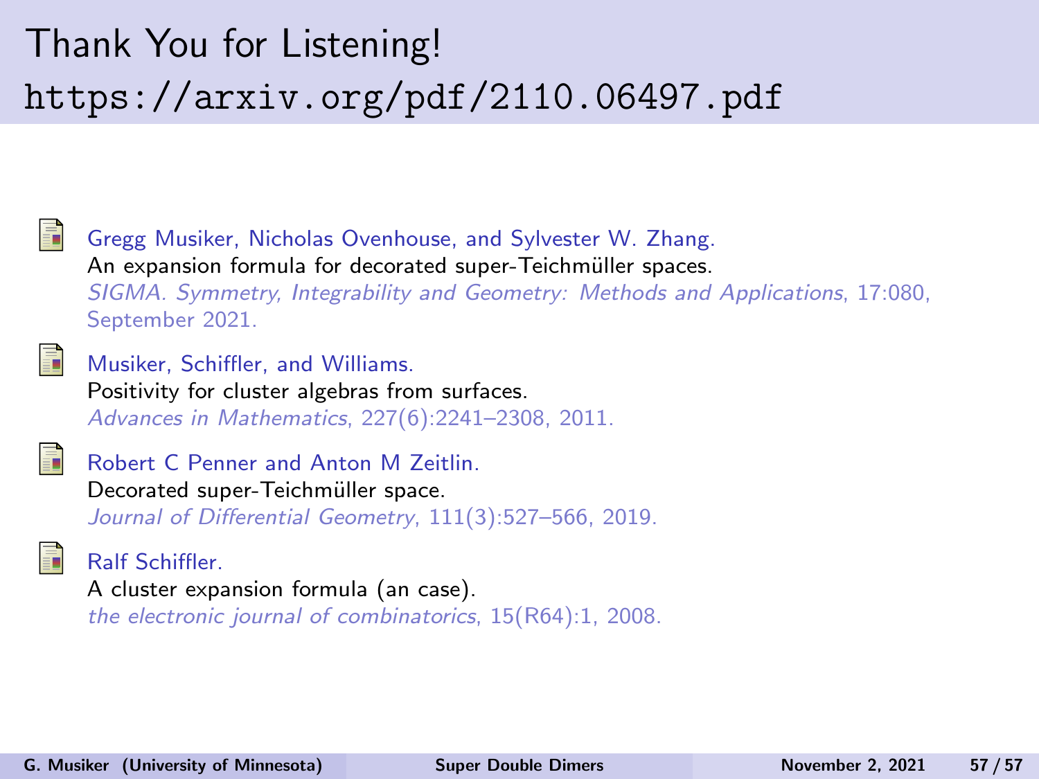# Thank You for Listening!
# https://arxiv.org/pdf/2110.06497.pdf

- Gregg Musiker, Nicholas Ovenhouse, and Sylvester W. Zhang.
  An expansion formula for decorated super-Teichmüller spaces.
  *SIGMA. Symmetry, Integrability and Geometry: Methods and Applications*, 17:080, September 2021.

- Musiker, Schiffler, and Williams.
  Positivity for cluster algebras from surfaces.
  *Advances in Mathematics*, 227(6):2241–2308, 2011.

- Robert C Penner and Anton M Zeitlin.
  Decorated super-Teichmüller space.
  *Journal of Differential Geometry*, 111(3):527–566, 2019.

- Ralf Schiffler.
  A cluster expansion formula (an case).
  *the electronic journal of combinatorics*, 15(R64):1, 2008.